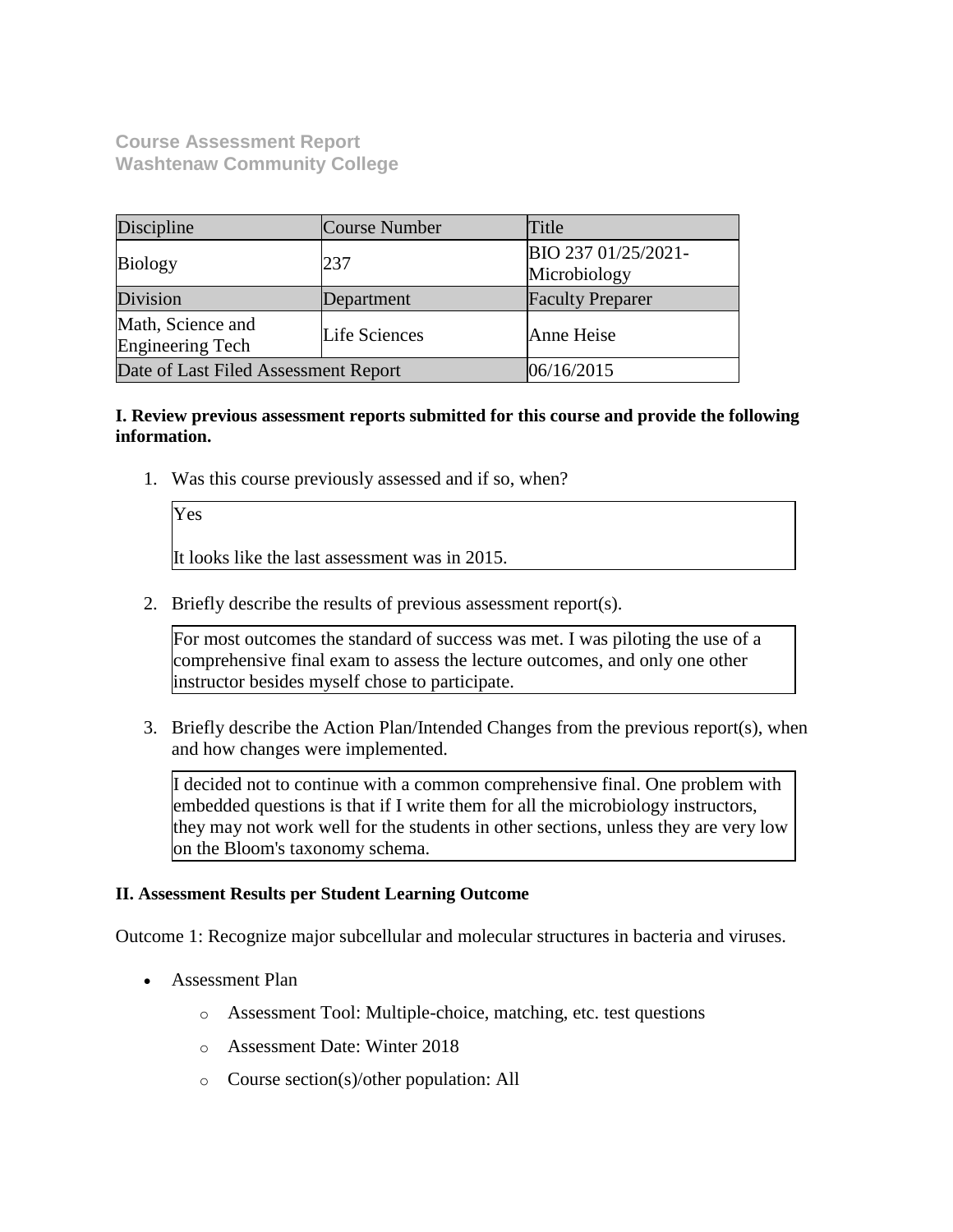**Course Assessment Report**
**Washtenaw Community College**

| Discipline | Course Number | Title |
|---|---|---|
| Biology | 237 | BIO 237 01/25/2021- Microbiology |
| Division | Department | Faculty Preparer |
| Math, Science and Engineering Tech | Life Sciences | Anne Heise |
| Date of Last Filed Assessment Report | | 06/16/2015 |

**I. Review previous assessment reports submitted for this course and provide the following information.**

1. Was this course previously assessed and if so, when?

   Yes

   It looks like the last assessment was in 2015.

2. Briefly describe the results of previous assessment report(s).

   For most outcomes the standard of success was met. I was piloting the use of a comprehensive final exam to assess the lecture outcomes, and only one other instructor besides myself chose to participate.

3. Briefly describe the Action Plan/Intended Changes from the previous report(s), when and how changes were implemented.

   I decided not to continue with a common comprehensive final. One problem with embedded questions is that if I write them for all the microbiology instructors, they may not work well for the students in other sections, unless they are very low on the Bloom's taxonomy schema.

**II. Assessment Results per Student Learning Outcome**

Outcome 1: Recognize major subcellular and molecular structures in bacteria and viruses.

- Assessment Plan
  - Assessment Tool: Multiple-choice, matching, etc. test questions
  - Assessment Date: Winter 2018
  - Course section(s)/other population: All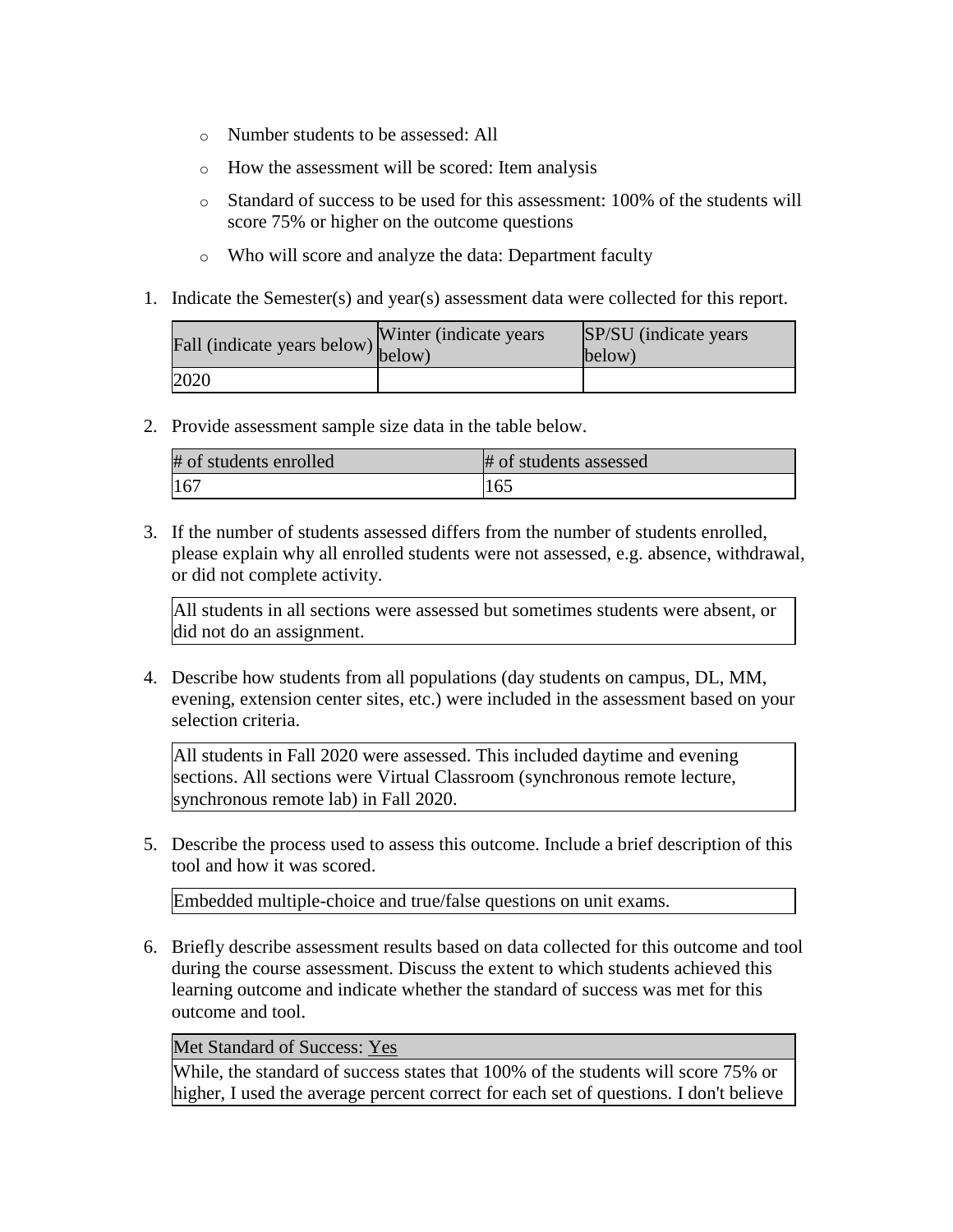- Number students to be assessed: All
- How the assessment will be scored: Item analysis
- Standard of success to be used for this assessment: 100% of the students will score 75% or higher on the outcome questions
- Who will score and analyze the data: Department faculty

1. Indicate the Semester(s) and year(s) assessment data were collected for this report.

| Fall (indicate years below) | Winter (indicate years below) | SP/SU (indicate years below) |
| --- | --- | --- |
| 2020 | | |

2. Provide assessment sample size data in the table below.

| # of students enrolled | # of students assessed |
| --- | --- |
| 167 | 165 |

3. If the number of students assessed differs from the number of students enrolled, please explain why all enrolled students were not assessed, e.g. absence, withdrawal, or did not complete activity.

All students in all sections were assessed but sometimes students were absent, or did not do an assignment.

4. Describe how students from all populations (day students on campus, DL, MM, evening, extension center sites, etc.) were included in the assessment based on your selection criteria.

All students in Fall 2020 were assessed. This included daytime and evening sections. All sections were Virtual Classroom (synchronous remote lecture, synchronous remote lab) in Fall 2020.

5. Describe the process used to assess this outcome. Include a brief description of this tool and how it was scored.

Embedded multiple-choice and true/false questions on unit exams.

6. Briefly describe assessment results based on data collected for this outcome and tool during the course assessment. Discuss the extent to which students achieved this learning outcome and indicate whether the standard of success was met for this outcome and tool.

| Met Standard of Success: Yes |
| --- |
| While, the standard of success states that 100% of the students will score 75% or higher, I used the average percent correct for each set of questions. I don't believe |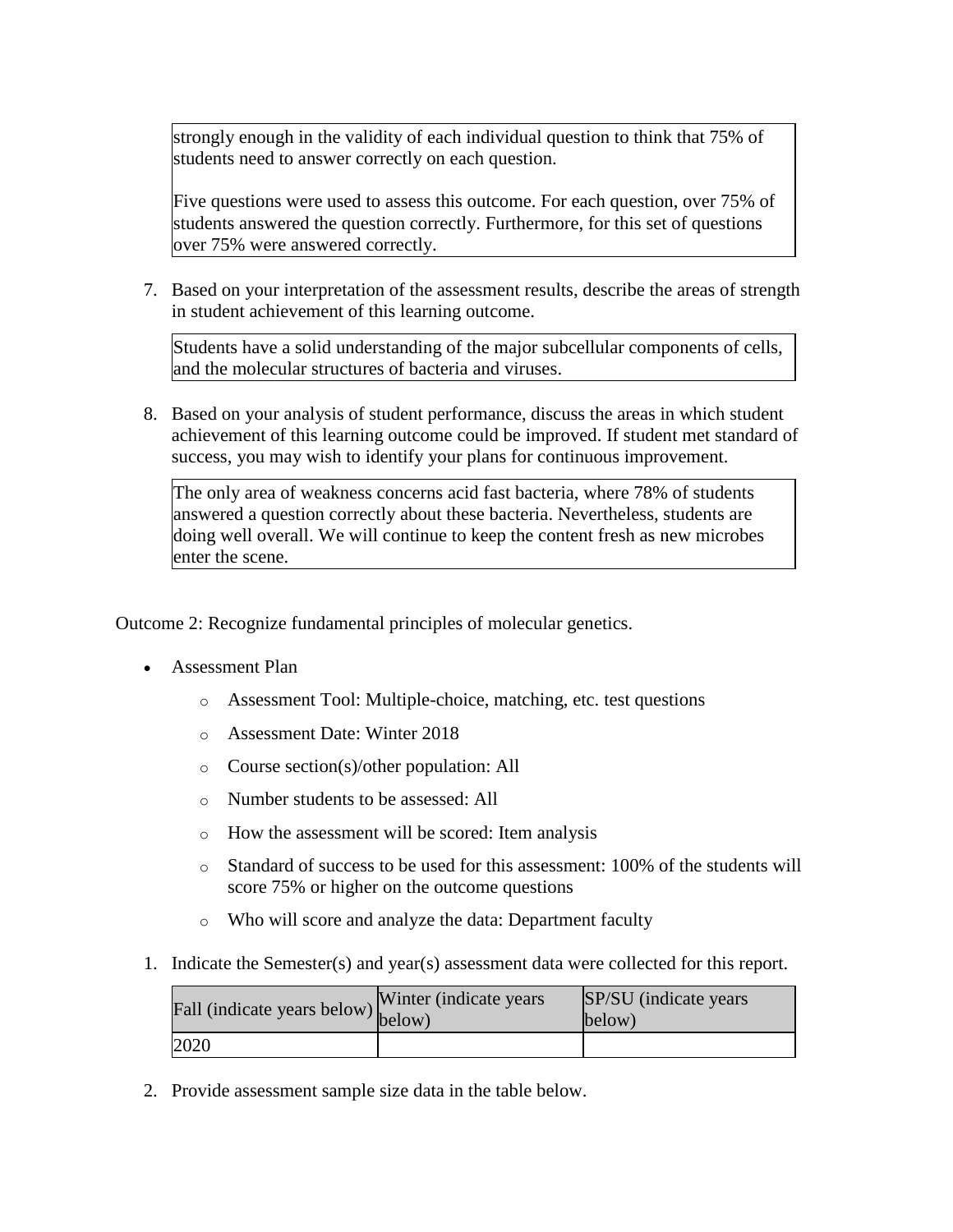strongly enough in the validity of each individual question to think that 75% of students need to answer correctly on each question.

Five questions were used to assess this outcome. For each question, over 75% of students answered the question correctly. Furthermore, for this set of questions over 75% were answered correctly.

7. Based on your interpretation of the assessment results, describe the areas of strength in student achievement of this learning outcome.

Students have a solid understanding of the major subcellular components of cells, and the molecular structures of bacteria and viruses.

8. Based on your analysis of student performance, discuss the areas in which student achievement of this learning outcome could be improved. If student met standard of success, you may wish to identify your plans for continuous improvement.

The only area of weakness concerns acid fast bacteria, where 78% of students answered a question correctly about these bacteria. Nevertheless, students are doing well overall. We will continue to keep the content fresh as new microbes enter the scene.

Outcome 2: Recognize fundamental principles of molecular genetics.

- Assessment Plan
    - Assessment Tool: Multiple-choice, matching, etc. test questions
    - Assessment Date: Winter 2018
    - Course section(s)/other population: All
    - Number students to be assessed: All
    - How the assessment will be scored: Item analysis
    - Standard of success to be used for this assessment: 100% of the students will score 75% or higher on the outcome questions
    - Who will score and analyze the data: Department faculty

1. Indicate the Semester(s) and year(s) assessment data were collected for this report.

| Fall (indicate years below) | Winter (indicate years below) | SP/SU (indicate years below) |
|---|---|---|
| 2020 | | |

2. Provide assessment sample size data in the table below.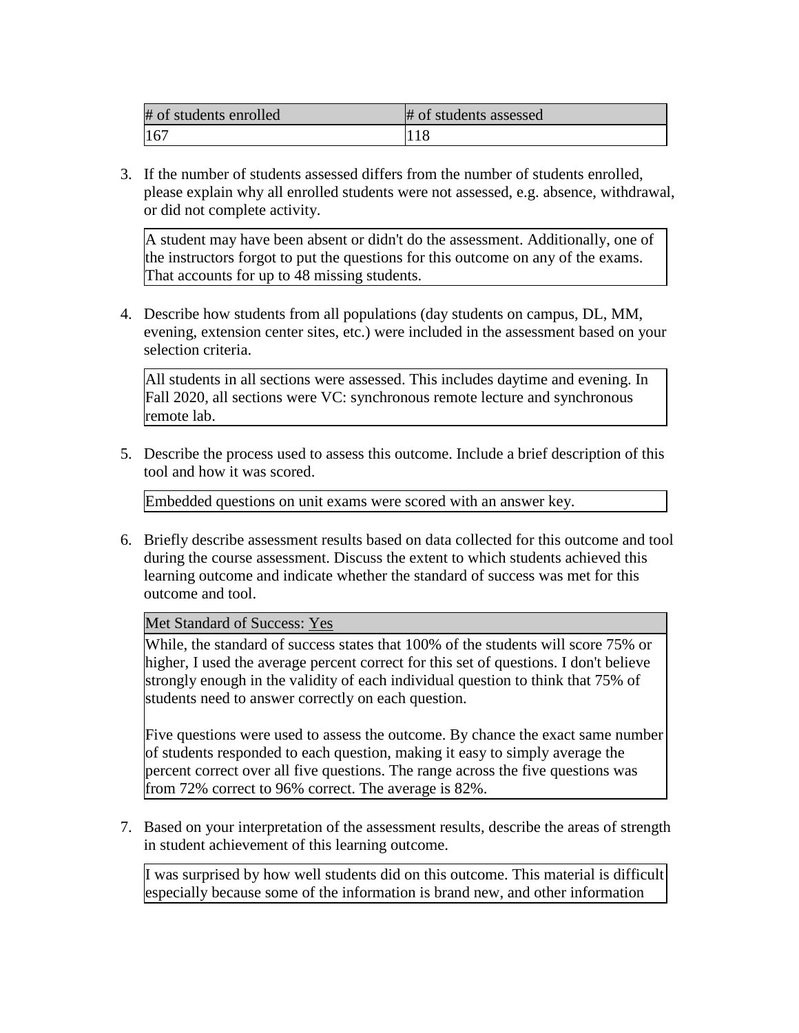| # of students enrolled | # of students assessed |
|---|---|
| 167 | 118 |

3. If the number of students assessed differs from the number of students enrolled, please explain why all enrolled students were not assessed, e.g. absence, withdrawal, or did not complete activity.

   A student may have been absent or didn't do the assessment. Additionally, one of the instructors forgot to put the questions for this outcome on any of the exams. That accounts for up to 48 missing students.

4. Describe how students from all populations (day students on campus, DL, MM, evening, extension center sites, etc.) were included in the assessment based on your selection criteria.

   All students in all sections were assessed. This includes daytime and evening. In Fall 2020, all sections were VC: synchronous remote lecture and synchronous remote lab.

5. Describe the process used to assess this outcome. Include a brief description of this tool and how it was scored.

   Embedded questions on unit exams were scored with an answer key.

6. Briefly describe assessment results based on data collected for this outcome and tool during the course assessment. Discuss the extent to which students achieved this learning outcome and indicate whether the standard of success was met for this outcome and tool.

   Met Standard of Success: Yes

   While, the standard of success states that 100% of the students will score 75% or higher, I used the average percent correct for this set of questions. I don't believe strongly enough in the validity of each individual question to think that 75% of students need to answer correctly on each question.

   Five questions were used to assess the outcome. By chance the exact same number of students responded to each question, making it easy to simply average the percent correct over all five questions. The range across the five questions was from 72% correct to 96% correct. The average is 82%.

7. Based on your interpretation of the assessment results, describe the areas of strength in student achievement of this learning outcome.

   I was surprised by how well students did on this outcome. This material is difficult especially because some of the information is brand new, and other information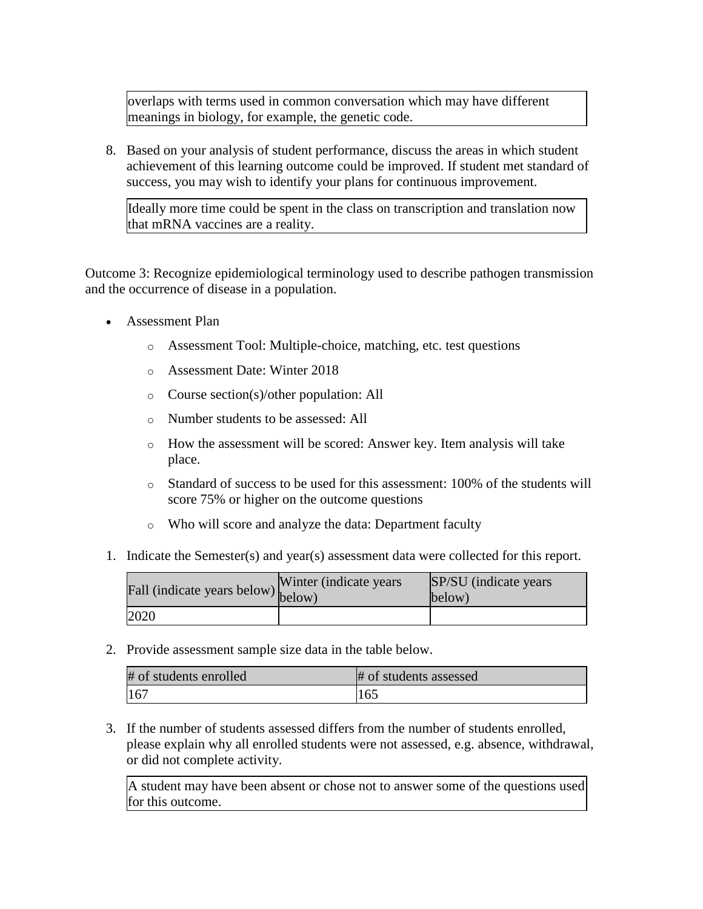overlaps with terms used in common conversation which may have different meanings in biology, for example, the genetic code.

8. Based on your analysis of student performance, discuss the areas in which student achievement of this learning outcome could be improved. If student met standard of success, you may wish to identify your plans for continuous improvement.

Ideally more time could be spent in the class on transcription and translation now that mRNA vaccines are a reality.

Outcome 3: Recognize epidemiological terminology used to describe pathogen transmission and the occurrence of disease in a population.

- Assessment Plan
    - Assessment Tool: Multiple-choice, matching, etc. test questions
    - Assessment Date: Winter 2018
    - Course section(s)/other population: All
    - Number students to be assessed: All
    - How the assessment will be scored: Answer key. Item analysis will take place.
    - Standard of success to be used for this assessment: 100% of the students will score 75% or higher on the outcome questions
    - Who will score and analyze the data: Department faculty

1. Indicate the Semester(s) and year(s) assessment data were collected for this report.

| Fall (indicate years below) | Winter (indicate years below) | SP/SU (indicate years below) |
|---|---|---|
| 2020 | | |

2. Provide assessment sample size data in the table below.

| # of students enrolled | # of students assessed |
|---|---|
| 167 | 165 |

3. If the number of students assessed differs from the number of students enrolled, please explain why all enrolled students were not assessed, e.g. absence, withdrawal, or did not complete activity.

A student may have been absent or chose not to answer some of the questions used for this outcome.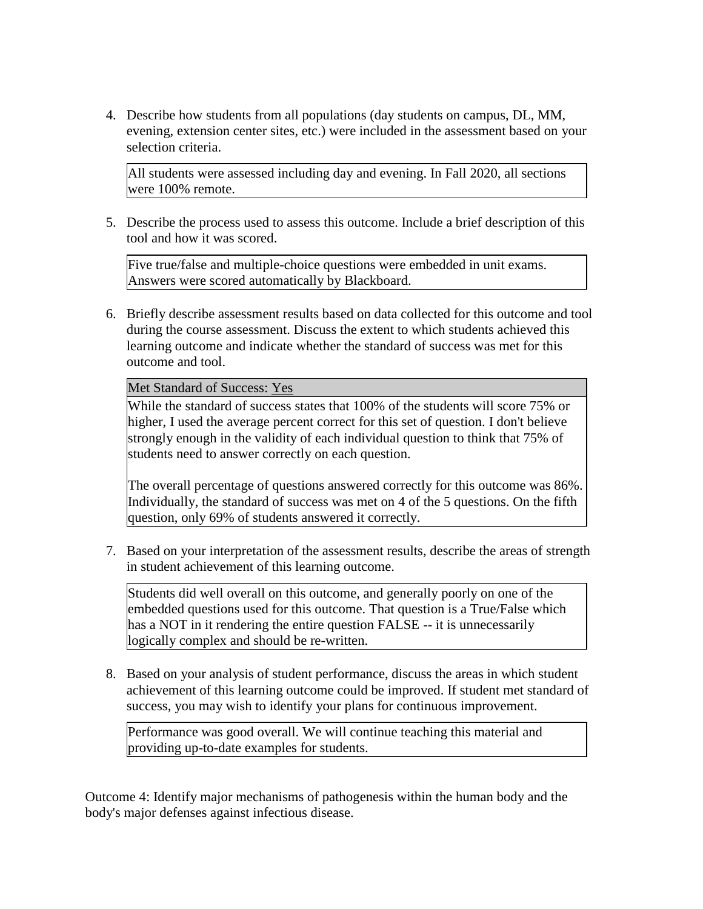4. Describe how students from all populations (day students on campus, DL, MM, evening, extension center sites, etc.) were included in the assessment based on your selection criteria.

   All students were assessed including day and evening. In Fall 2020, all sections were 100% remote.

5. Describe the process used to assess this outcome. Include a brief description of this tool and how it was scored.

   Five true/false and multiple-choice questions were embedded in unit exams. Answers were scored automatically by Blackboard.

6. Briefly describe assessment results based on data collected for this outcome and tool during the course assessment. Discuss the extent to which students achieved this learning outcome and indicate whether the standard of success was met for this outcome and tool.

   Met Standard of Success: Yes

   While the standard of success states that 100% of the students will score 75% or higher, I used the average percent correct for this set of question. I don't believe strongly enough in the validity of each individual question to think that 75% of students need to answer correctly on each question.

   The overall percentage of questions answered correctly for this outcome was 86%. Individually, the standard of success was met on 4 of the 5 questions. On the fifth question, only 69% of students answered it correctly.

7. Based on your interpretation of the assessment results, describe the areas of strength in student achievement of this learning outcome.

   Students did well overall on this outcome, and generally poorly on one of the embedded questions used for this outcome. That question is a True/False which has a NOT in it rendering the entire question FALSE -- it is unnecessarily logically complex and should be re-written.

8. Based on your analysis of student performance, discuss the areas in which student achievement of this learning outcome could be improved. If student met standard of success, you may wish to identify your plans for continuous improvement.

   Performance was good overall. We will continue teaching this material and providing up-to-date examples for students.

Outcome 4: Identify major mechanisms of pathogenesis within the human body and the body's major defenses against infectious disease.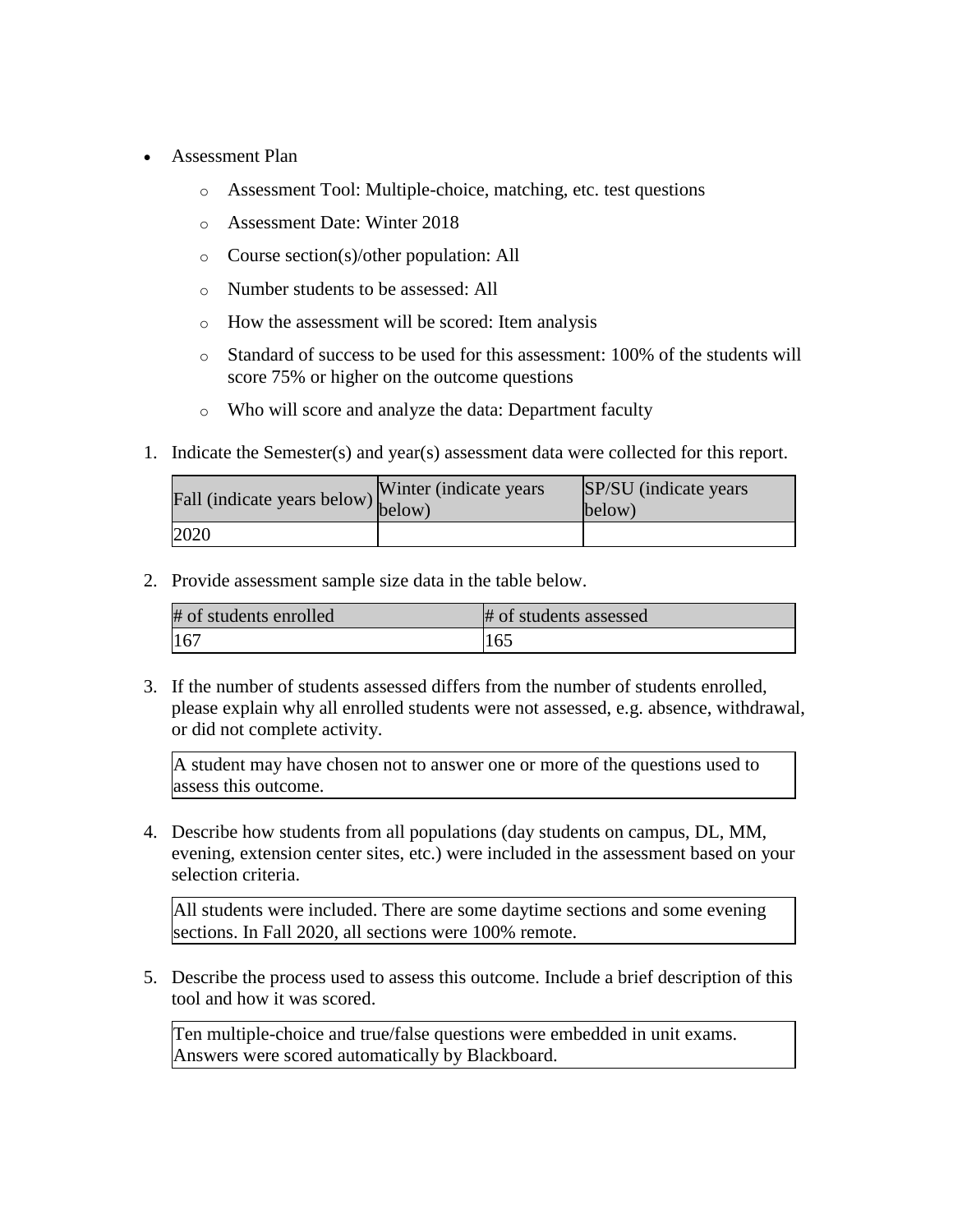- Assessment Plan
    - Assessment Tool: Multiple-choice, matching, etc. test questions
    - Assessment Date: Winter 2018
    - Course section(s)/other population: All
    - Number students to be assessed: All
    - How the assessment will be scored: Item analysis
    - Standard of success to be used for this assessment: 100% of the students will score 75% or higher on the outcome questions
    - Who will score and analyze the data: Department faculty

1. Indicate the Semester(s) and year(s) assessment data were collected for this report.

| Fall (indicate years below) | Winter (indicate years below) | SP/SU (indicate years below) |
|---|---|---|
| 2020 | | |

2. Provide assessment sample size data in the table below.

| # of students enrolled | # of students assessed |
|---|---|
| 167 | 165 |

3. If the number of students assessed differs from the number of students enrolled, please explain why all enrolled students were not assessed, e.g. absence, withdrawal, or did not complete activity.

A student may have chosen not to answer one or more of the questions used to assess this outcome.

4. Describe how students from all populations (day students on campus, DL, MM, evening, extension center sites, etc.) were included in the assessment based on your selection criteria.

All students were included. There are some daytime sections and some evening sections. In Fall 2020, all sections were 100% remote.

5. Describe the process used to assess this outcome. Include a brief description of this tool and how it was scored.

Ten multiple-choice and true/false questions were embedded in unit exams. Answers were scored automatically by Blackboard.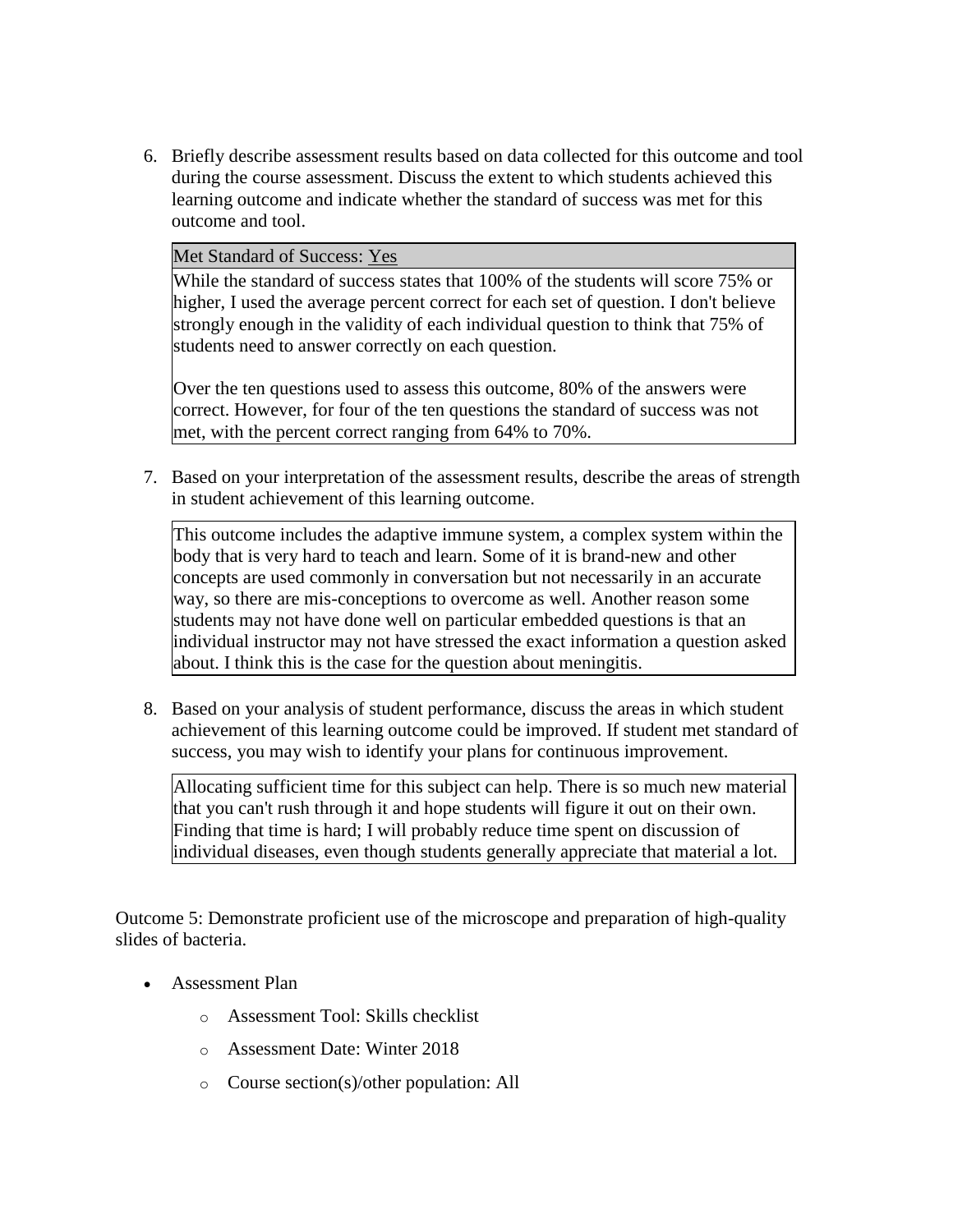6. Briefly describe assessment results based on data collected for this outcome and tool during the course assessment. Discuss the extent to which students achieved this learning outcome and indicate whether the standard of success was met for this outcome and tool.

   Met Standard of Success: Yes

   While the standard of success states that 100% of the students will score 75% or higher, I used the average percent correct for each set of question. I don't believe strongly enough in the validity of each individual question to think that 75% of students need to answer correctly on each question.

   Over the ten questions used to assess this outcome, 80% of the answers were correct. However, for four of the ten questions the standard of success was not met, with the percent correct ranging from 64% to 70%.

7. Based on your interpretation of the assessment results, describe the areas of strength in student achievement of this learning outcome.

   This outcome includes the adaptive immune system, a complex system within the body that is very hard to teach and learn. Some of it is brand-new and other concepts are used commonly in conversation but not necessarily in an accurate way, so there are mis-conceptions to overcome as well. Another reason some students may not have done well on particular embedded questions is that an individual instructor may not have stressed the exact information a question asked about. I think this is the case for the question about meningitis.

8. Based on your analysis of student performance, discuss the areas in which student achievement of this learning outcome could be improved. If student met standard of success, you may wish to identify your plans for continuous improvement.

   Allocating sufficient time for this subject can help. There is so much new material that you can't rush through it and hope students will figure it out on their own. Finding that time is hard; I will probably reduce time spent on discussion of individual diseases, even though students generally appreciate that material a lot.

Outcome 5: Demonstrate proficient use of the microscope and preparation of high-quality slides of bacteria.

- Assessment Plan
  - Assessment Tool: Skills checklist
  - Assessment Date: Winter 2018
  - Course section(s)/other population: All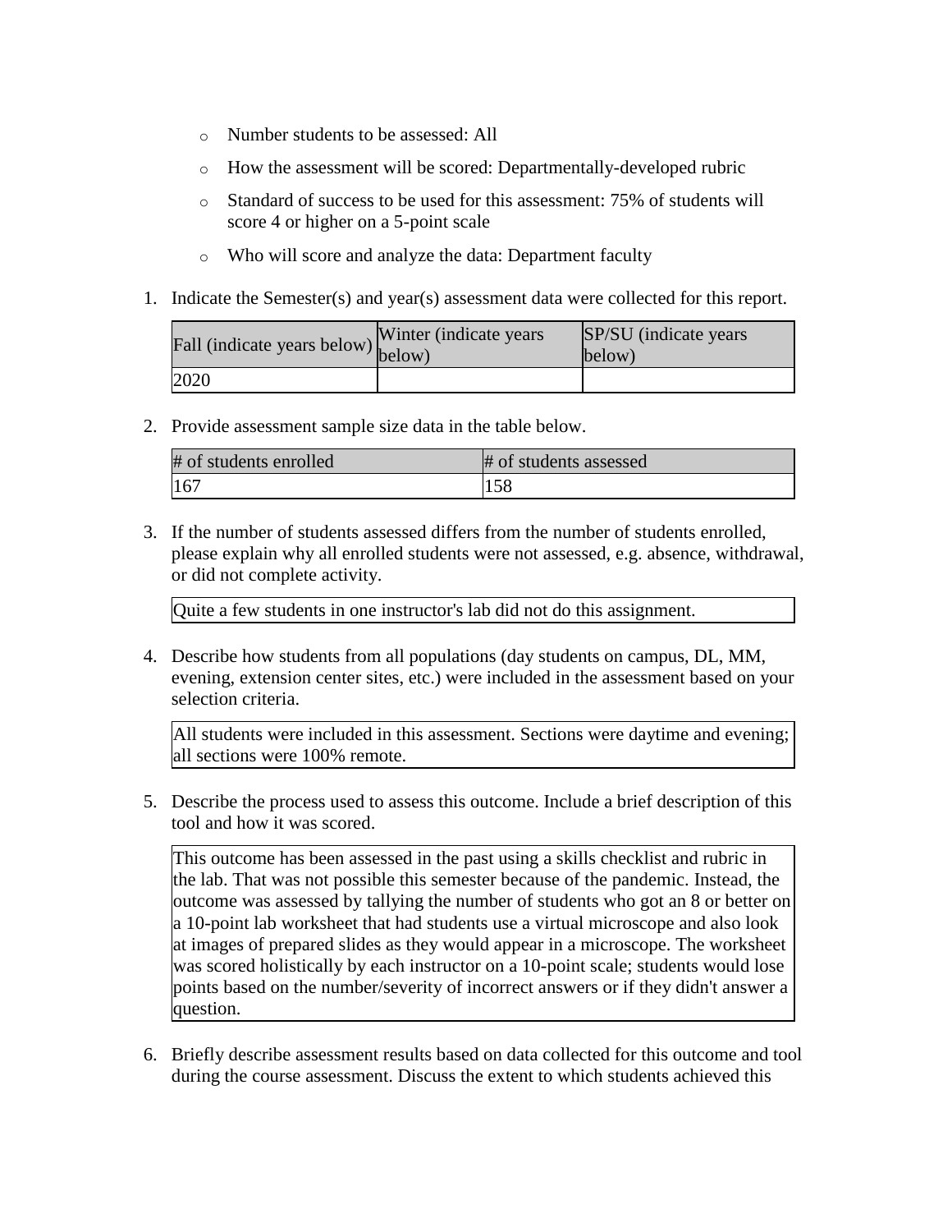- Number students to be assessed: All
- How the assessment will be scored: Departmentally-developed rubric
- Standard of success to be used for this assessment: 75% of students will score 4 or higher on a 5-point scale
- Who will score and analyze the data: Department faculty

1. Indicate the Semester(s) and year(s) assessment data were collected for this report.

| Fall (indicate years below) | Winter (indicate years below) | SP/SU (indicate years below) |
| --- | --- | --- |
| 2020 | | |

2. Provide assessment sample size data in the table below.

| # of students enrolled | # of students assessed |
| --- | --- |
| 167 | 158 |

3. If the number of students assessed differs from the number of students enrolled, please explain why all enrolled students were not assessed, e.g. absence, withdrawal, or did not complete activity.

Quite a few students in one instructor's lab did not do this assignment.

4. Describe how students from all populations (day students on campus, DL, MM, evening, extension center sites, etc.) were included in the assessment based on your selection criteria.

All students were included in this assessment. Sections were daytime and evening; all sections were 100% remote.

5. Describe the process used to assess this outcome. Include a brief description of this tool and how it was scored.

This outcome has been assessed in the past using a skills checklist and rubric in the lab. That was not possible this semester because of the pandemic. Instead, the outcome was assessed by tallying the number of students who got an 8 or better on a 10-point lab worksheet that had students use a virtual microscope and also look at images of prepared slides as they would appear in a microscope. The worksheet was scored holistically by each instructor on a 10-point scale; students would lose points based on the number/severity of incorrect answers or if they didn't answer a question.

6. Briefly describe assessment results based on data collected for this outcome and tool during the course assessment. Discuss the extent to which students achieved this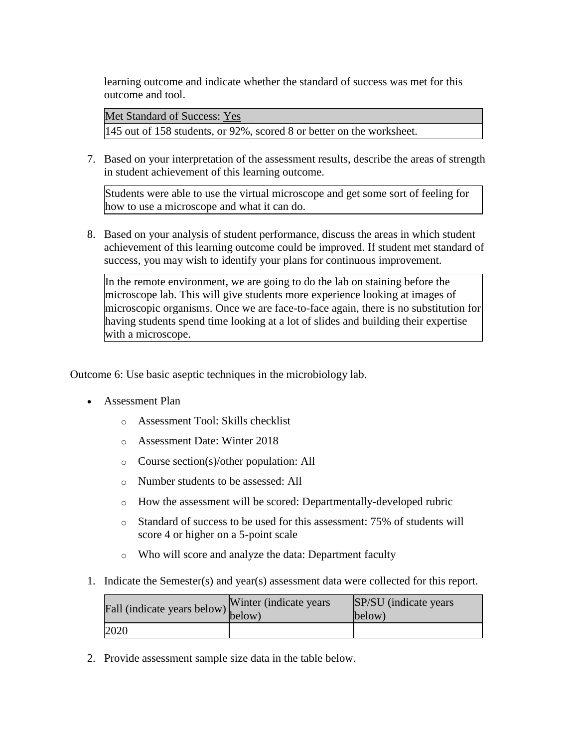learning outcome and indicate whether the standard of success was met for this outcome and tool.

| Met Standard of Success: Yes |
|---|
| 145 out of 158 students, or 92%, scored 8 or better on the worksheet. |

7. Based on your interpretation of the assessment results, describe the areas of strength in student achievement of this learning outcome.

| Students were able to use the virtual microscope and get some sort of feeling for how to use a microscope and what it can do. |
|---|

8. Based on your analysis of student performance, discuss the areas in which student achievement of this learning outcome could be improved. If student met standard of success, you may wish to identify your plans for continuous improvement.

| In the remote environment, we are going to do the lab on staining before the microscope lab. This will give students more experience looking at images of microscopic organisms. Once we are face-to-face again, there is no substitution for having students spend time looking at a lot of slides and building their expertise with a microscope. |
|---|

Outcome 6: Use basic aseptic techniques in the microbiology lab.

- Assessment Plan
  - Assessment Tool: Skills checklist
  - Assessment Date: Winter 2018
  - Course section(s)/other population: All
  - Number students to be assessed: All
  - How the assessment will be scored: Departmentally-developed rubric
  - Standard of success to be used for this assessment: 75% of students will score 4 or higher on a 5-point scale
  - Who will score and analyze the data: Department faculty

1. Indicate the Semester(s) and year(s) assessment data were collected for this report.

| Fall (indicate years below) | Winter (indicate years below) | SP/SU (indicate years below) |
|---|---|---|
| 2020 | | |

2. Provide assessment sample size data in the table below.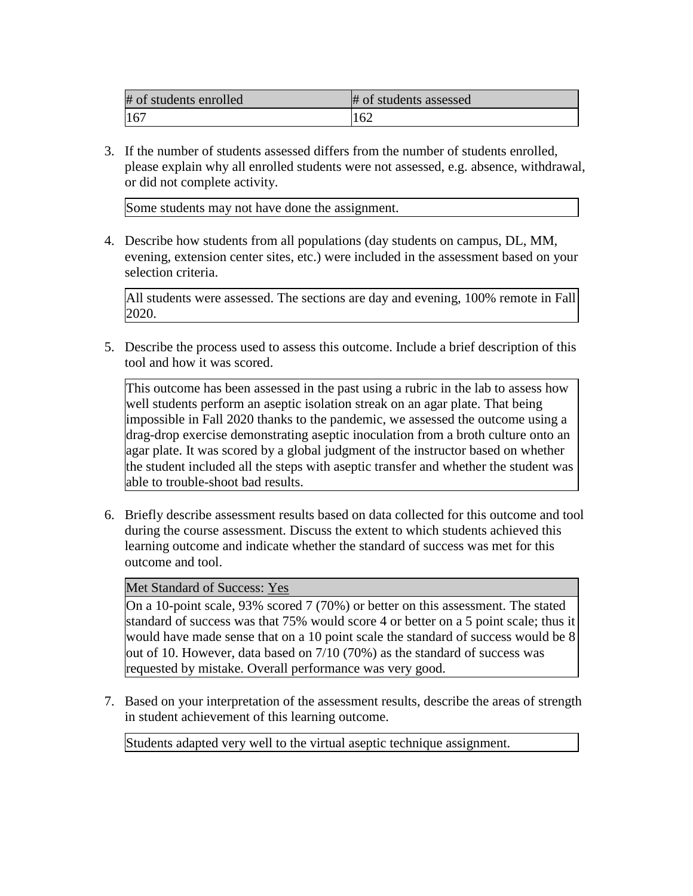| # of students enrolled | # of students assessed |
|---|---|
| 167 | 162 |

3. If the number of students assessed differs from the number of students enrolled, please explain why all enrolled students were not assessed, e.g. absence, withdrawal, or did not complete activity.

| Some students may not have done the assignment. |
|---|

4. Describe how students from all populations (day students on campus, DL, MM, evening, extension center sites, etc.) were included in the assessment based on your selection criteria.

| All students were assessed. The sections are day and evening, 100% remote in Fall 2020. |
|---|

5. Describe the process used to assess this outcome. Include a brief description of this tool and how it was scored.

| This outcome has been assessed in the past using a rubric in the lab to assess how well students perform an aseptic isolation streak on an agar plate. That being impossible in Fall 2020 thanks to the pandemic, we assessed the outcome using a drag-drop exercise demonstrating aseptic inoculation from a broth culture onto an agar plate. It was scored by a global judgment of the instructor based on whether the student included all the steps with aseptic transfer and whether the student was able to trouble-shoot bad results. |
|---|

6. Briefly describe assessment results based on data collected for this outcome and tool during the course assessment. Discuss the extent to which students achieved this learning outcome and indicate whether the standard of success was met for this outcome and tool.

| Met Standard of Success: Yes |
|---|
| On a 10-point scale, 93% scored 7 (70%) or better on this assessment. The stated standard of success was that 75% would score 4 or better on a 5 point scale; thus it would have made sense that on a 10 point scale the standard of success would be 8 out of 10. However, data based on 7/10 (70%) as the standard of success was requested by mistake. Overall performance was very good. |

7. Based on your interpretation of the assessment results, describe the areas of strength in student achievement of this learning outcome.

| Students adapted very well to the virtual aseptic technique assignment. |
|---|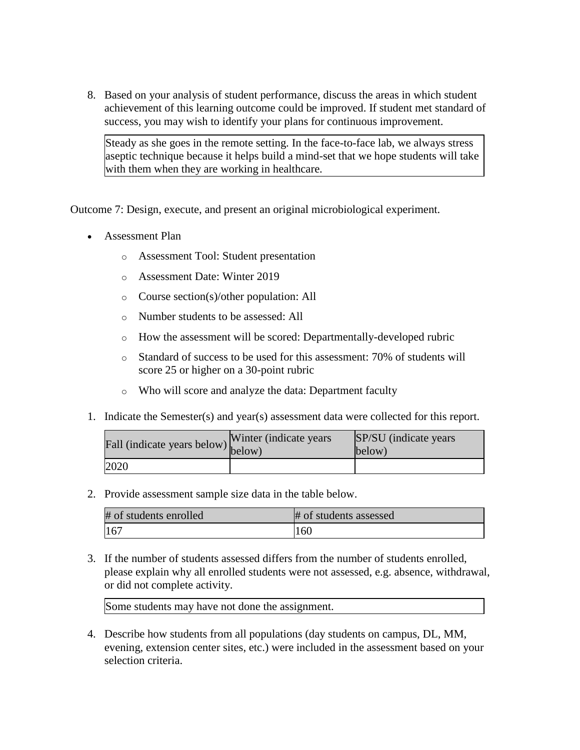8. Based on your analysis of student performance, discuss the areas in which student achievement of this learning outcome could be improved. If student met standard of success, you may wish to identify your plans for continuous improvement.

| Steady as she goes in the remote setting. In the face-to-face lab, we always stress aseptic technique because it helps build a mind-set that we hope students will take with them when they are working in healthcare. |
|---|

Outcome 7: Design, execute, and present an original microbiological experiment.

- Assessment Plan
  - Assessment Tool: Student presentation
  - Assessment Date: Winter 2019
  - Course section(s)/other population: All
  - Number students to be assessed: All
  - How the assessment will be scored: Departmentally-developed rubric
  - Standard of success to be used for this assessment: 70% of students will score 25 or higher on a 30-point rubric
  - Who will score and analyze the data: Department faculty

1. Indicate the Semester(s) and year(s) assessment data were collected for this report.

| Fall (indicate years below) | Winter (indicate years below) | SP/SU (indicate years below) |
|---|---|---|
| 2020 | | |

2. Provide assessment sample size data in the table below.

| # of students enrolled | # of students assessed |
|---|---|
| 167 | 160 |

3. If the number of students assessed differs from the number of students enrolled, please explain why all enrolled students were not assessed, e.g. absence, withdrawal, or did not complete activity.

| Some students may have not done the assignment. |
|---|

4. Describe how students from all populations (day students on campus, DL, MM, evening, extension center sites, etc.) were included in the assessment based on your selection criteria.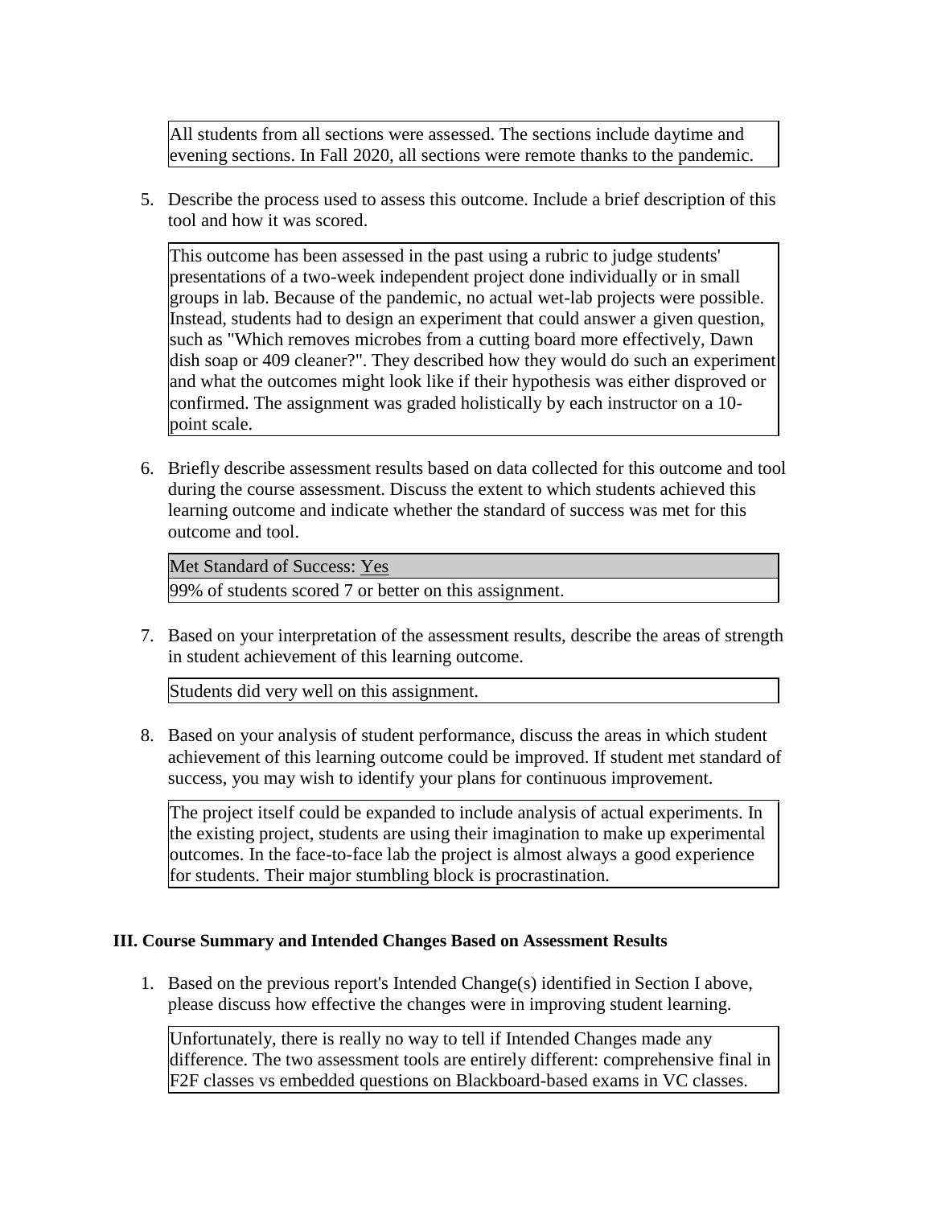All students from all sections were assessed. The sections include daytime and evening sections. In Fall 2020, all sections were remote thanks to the pandemic.

5. Describe the process used to assess this outcome. Include a brief description of this tool and how it was scored.

This outcome has been assessed in the past using a rubric to judge students' presentations of a two-week independent project done individually or in small groups in lab. Because of the pandemic, no actual wet-lab projects were possible. Instead, students had to design an experiment that could answer a given question, such as "Which removes microbes from a cutting board more effectively, Dawn dish soap or 409 cleaner?". They described how they would do such an experiment and what the outcomes might look like if their hypothesis was either disproved or confirmed. The assignment was graded holistically by each instructor on a 10-point scale.

6. Briefly describe assessment results based on data collected for this outcome and tool during the course assessment. Discuss the extent to which students achieved this learning outcome and indicate whether the standard of success was met for this outcome and tool.

| Met Standard of Success: Yes |
|---|
| 99% of students scored 7 or better on this assignment. |

7. Based on your interpretation of the assessment results, describe the areas of strength in student achievement of this learning outcome.

Students did very well on this assignment.

8. Based on your analysis of student performance, discuss the areas in which student achievement of this learning outcome could be improved. If student met standard of success, you may wish to identify your plans for continuous improvement.

The project itself could be expanded to include analysis of actual experiments. In the existing project, students are using their imagination to make up experimental outcomes. In the face-to-face lab the project is almost always a good experience for students. Their major stumbling block is procrastination.

### III. Course Summary and Intended Changes Based on Assessment Results

1. Based on the previous report's Intended Change(s) identified in Section I above, please discuss how effective the changes were in improving student learning.

Unfortunately, there is really no way to tell if Intended Changes made any difference. The two assessment tools are entirely different: comprehensive final in F2F classes vs embedded questions on Blackboard-based exams in VC classes.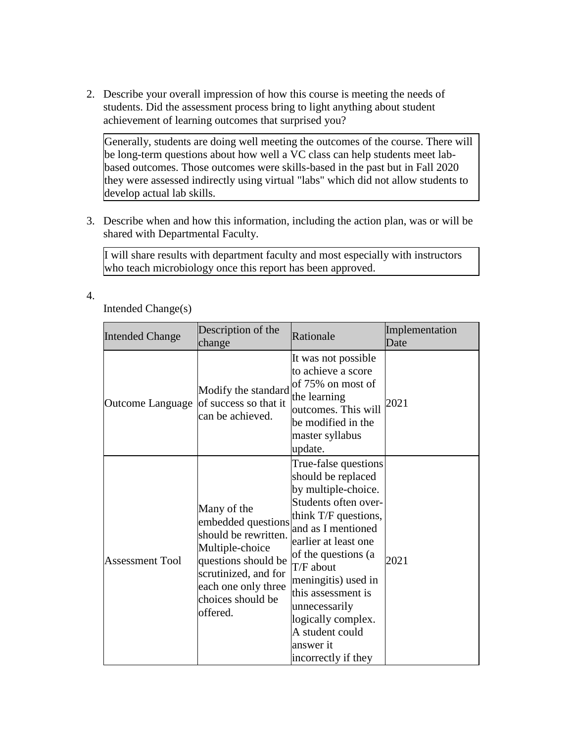2. Describe your overall impression of how this course is meeting the needs of students. Did the assessment process bring to light anything about student achievement of learning outcomes that surprised you?

   Generally, students are doing well meeting the outcomes of the course. There will be long-term questions about how well a VC class can help students meet lab-based outcomes. Those outcomes were skills-based in the past but in Fall 2020 they were assessed indirectly using virtual "labs" which did not allow students to develop actual lab skills.

3. Describe when and how this information, including the action plan, was or will be shared with Departmental Faculty.

   I will share results with department faculty and most especially with instructors who teach microbiology once this report has been approved.

4. Intended Change(s)

| Intended Change | Description of the change | Rationale | Implementation Date |
|---|---|---|---|
| Outcome Language | Modify the standard of success so that it can be achieved. | It was not possible to achieve a score of 75% on most of the learning outcomes. This will be modified in the master syllabus update. | 2021 |
| Assessment Tool | Many of the embedded questions should be rewritten. Multiple-choice questions should be scrutinized, and for each one only three choices should be offered. | True-false questions should be replaced by multiple-choice. Students often over-think T/F questions, and as I mentioned earlier at least one of the questions (a T/F about meningitis) used in this assessment is unnecessarily logically complex. A student could answer it incorrectly if they | 2021 |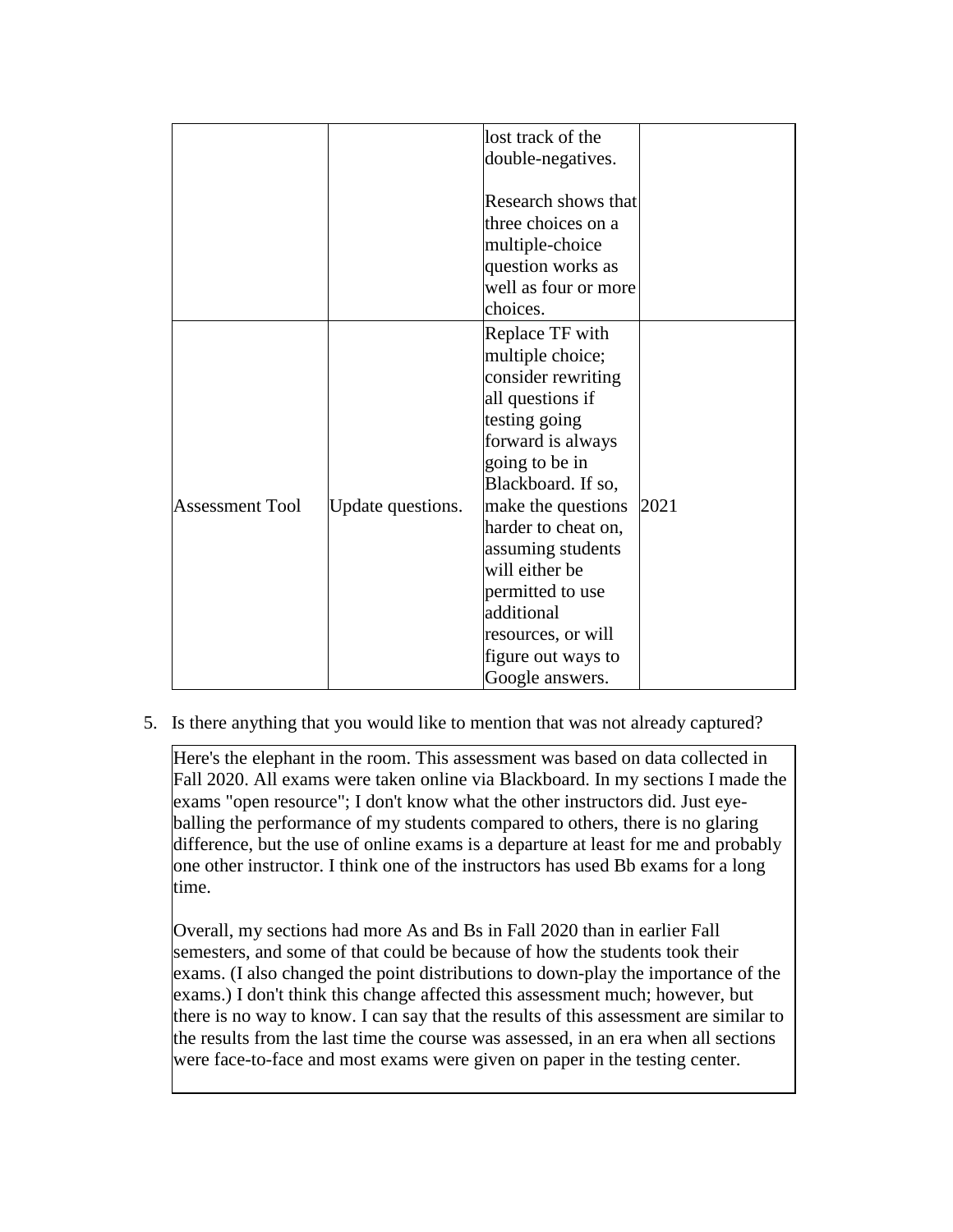| | | | |
|---|---|---|---|
| | | lost track of the double-negatives.<br><br>Research shows that three choices on a multiple-choice question works as well as four or more choices. | |
| Assessment Tool | Update questions. | Replace TF with multiple choice; consider rewriting all questions if testing going forward is always going to be in Blackboard. If so, make the questions harder to cheat on, assuming students will either be permitted to use additional resources, or will figure out ways to Google answers. | 2021 |

5. Is there anything that you would like to mention that was not already captured?

Here's the elephant in the room. This assessment was based on data collected in Fall 2020. All exams were taken online via Blackboard. In my sections I made the exams "open resource"; I don't know what the other instructors did. Just eye-balling the performance of my students compared to others, there is no glaring difference, but the use of online exams is a departure at least for me and probably one other instructor. I think one of the instructors has used Bb exams for a long time.

Overall, my sections had more As and Bs in Fall 2020 than in earlier Fall semesters, and some of that could be because of how the students took their exams. (I also changed the point distributions to down-play the importance of the exams.) I don't think this change affected this assessment much; however, but there is no way to know. I can say that the results of this assessment are similar to the results from the last time the course was assessed, in an era when all sections were face-to-face and most exams were given on paper in the testing center.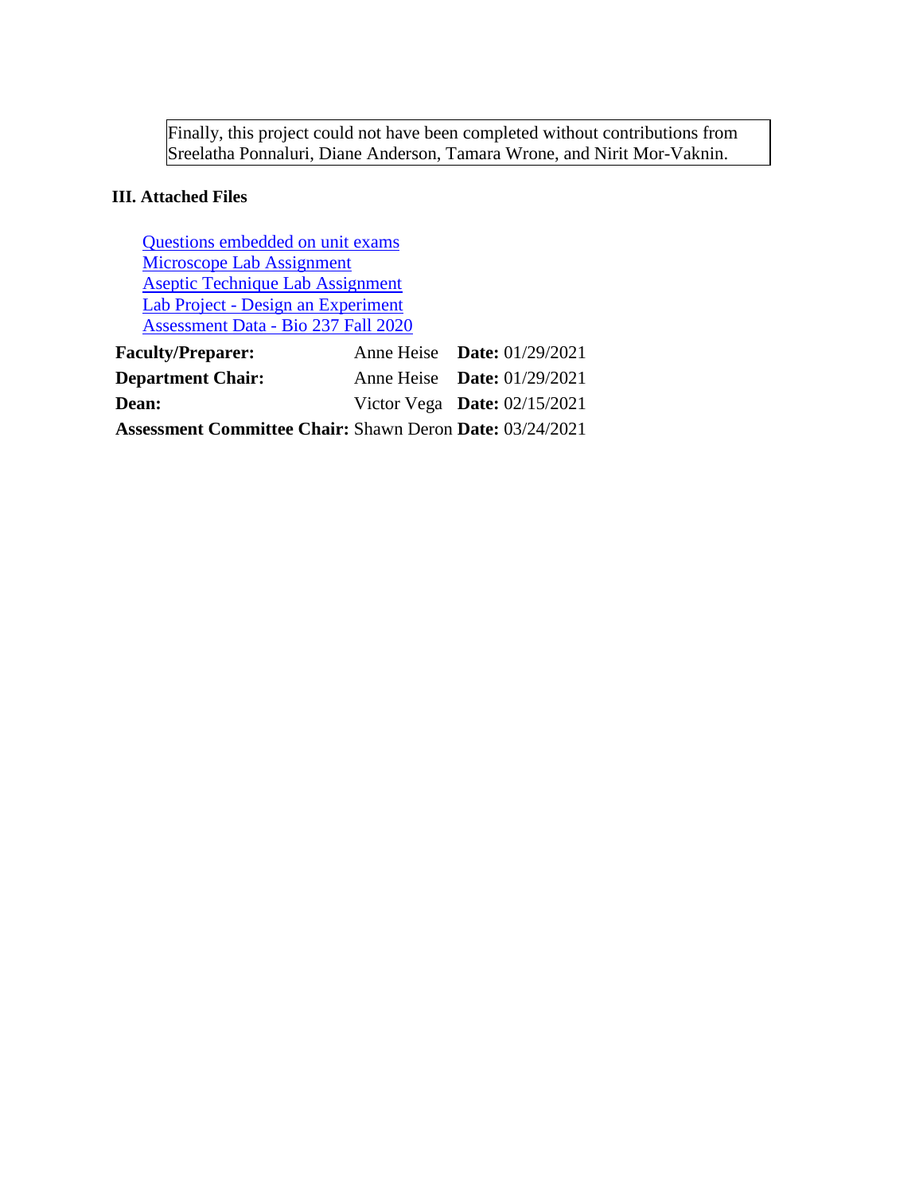Finally, this project could not have been completed without contributions from Sreelatha Ponnaluri, Diane Anderson, Tamara Wrone, and Nirit Mor-Vaknin.

### III. Attached Files

Questions embedded on unit exams
Microscope Lab Assignment
Aseptic Technique Lab Assignment
Lab Project - Design an Experiment
Assessment Data - Bio 237 Fall 2020

| | | |
|---|---|---|
| **Faculty/Preparer:** | Anne Heise | **Date:** 01/29/2021 |
| **Department Chair:** | Anne Heise | **Date:** 01/29/2021 |
| **Dean:** | Victor Vega | **Date:** 02/15/2021 |
| **Assessment Committee Chair:** | Shawn Deron | **Date:** 03/24/2021 |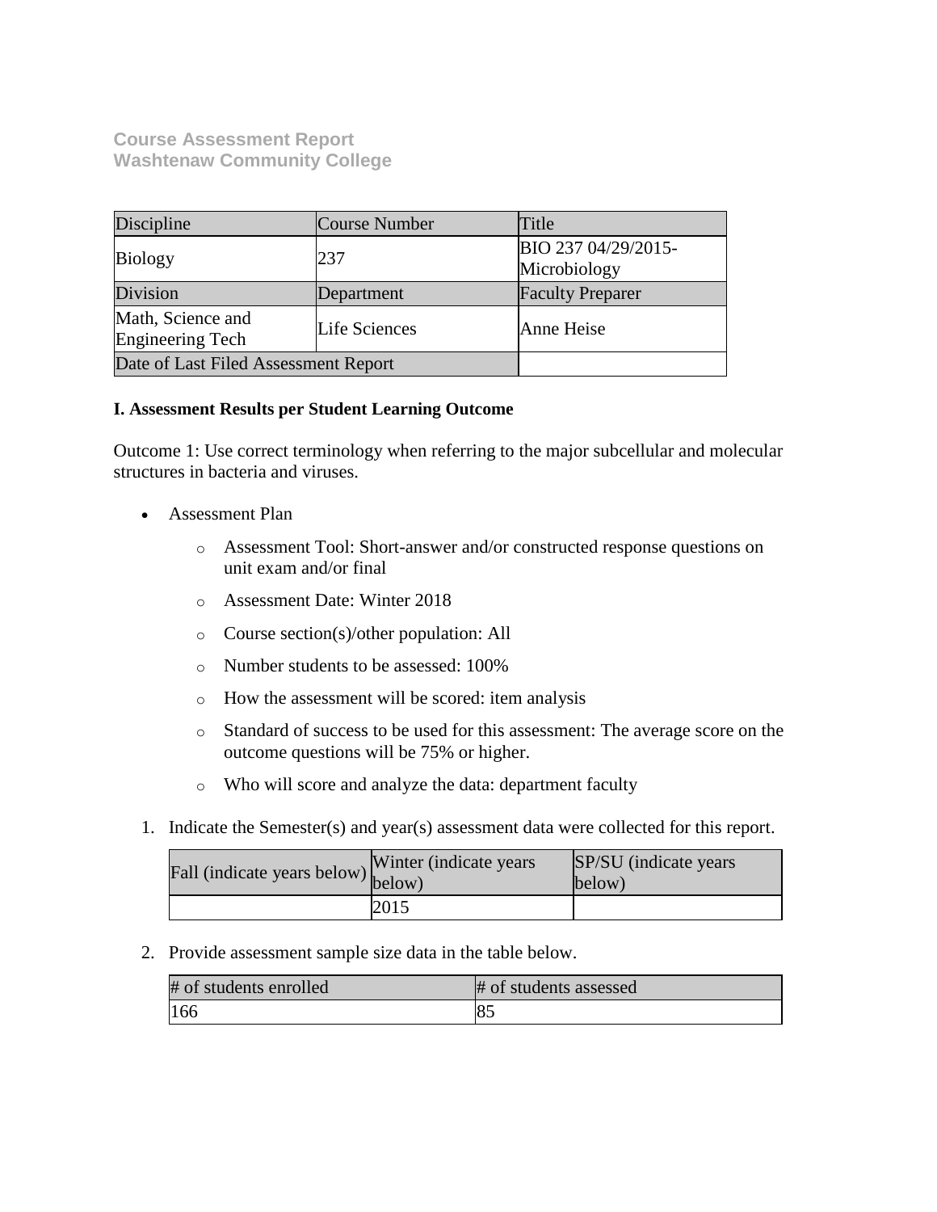**Course Assessment Report**
**Washtenaw Community College**

| Discipline | Course Number | Title |
|---|---|---|
| Biology | 237 | BIO 237 04/29/2015-Microbiology |
| Division | Department | Faculty Preparer |
| Math, Science and Engineering Tech | Life Sciences | Anne Heise |
| Date of Last Filed Assessment Report | | |

**I. Assessment Results per Student Learning Outcome**

Outcome 1: Use correct terminology when referring to the major subcellular and molecular structures in bacteria and viruses.

- Assessment Plan
    - Assessment Tool: Short-answer and/or constructed response questions on unit exam and/or final
    - Assessment Date: Winter 2018
    - Course section(s)/other population: All
    - Number students to be assessed: 100%
    - How the assessment will be scored: item analysis
    - Standard of success to be used for this assessment: The average score on the outcome questions will be 75% or higher.
    - Who will score and analyze the data: department faculty

1. Indicate the Semester(s) and year(s) assessment data were collected for this report.

| Fall (indicate years below) | Winter (indicate years below) | SP/SU (indicate years below) |
|---|---|---|
| | 2015 | |

2. Provide assessment sample size data in the table below.

| # of students enrolled | # of students assessed |
|---|---|
| 166 | 85 |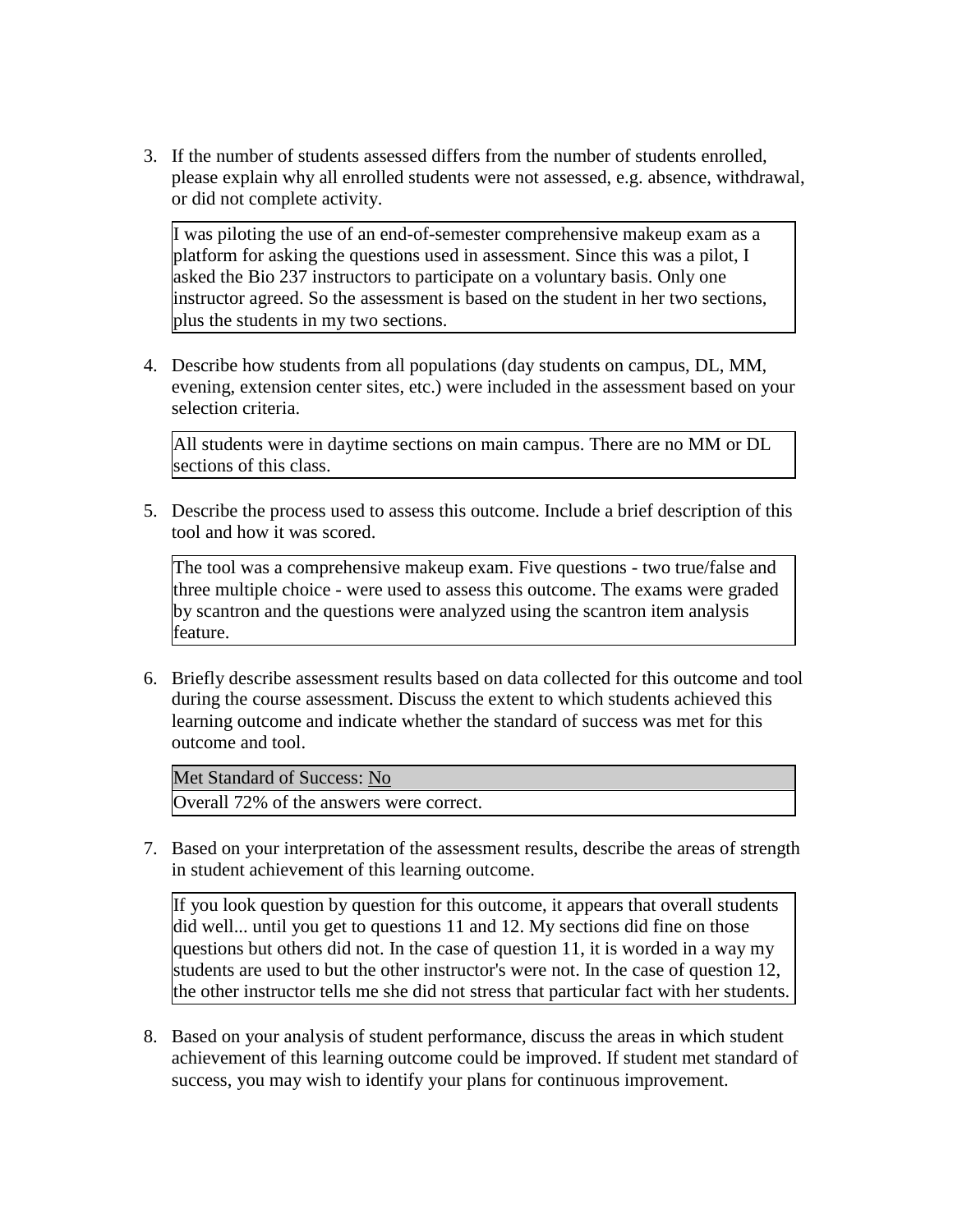3. If the number of students assessed differs from the number of students enrolled, please explain why all enrolled students were not assessed, e.g. absence, withdrawal, or did not complete activity.

| I was piloting the use of an end-of-semester comprehensive makeup exam as a platform for asking the questions used in assessment. Since this was a pilot, I asked the Bio 237 instructors to participate on a voluntary basis. Only one instructor agreed. So the assessment is based on the student in her two sections, plus the students in my two sections. |
|---|

4. Describe how students from all populations (day students on campus, DL, MM, evening, extension center sites, etc.) were included in the assessment based on your selection criteria.

| All students were in daytime sections on main campus. There are no MM or DL sections of this class. |
|---|

5. Describe the process used to assess this outcome. Include a brief description of this tool and how it was scored.

| The tool was a comprehensive makeup exam. Five questions - two true/false and three multiple choice - were used to assess this outcome. The exams were graded by scantron and the questions were analyzed using the scantron item analysis feature. |
|---|

6. Briefly describe assessment results based on data collected for this outcome and tool during the course assessment. Discuss the extent to which students achieved this learning outcome and indicate whether the standard of success was met for this outcome and tool.

| Met Standard of Success: No |
|---|
| Overall 72% of the answers were correct. |

7. Based on your interpretation of the assessment results, describe the areas of strength in student achievement of this learning outcome.

| If you look question by question for this outcome, it appears that overall students did well... until you get to questions 11 and 12. My sections did fine on those questions but others did not. In the case of question 11, it is worded in a way my students are used to but the other instructor's were not. In the case of question 12, the other instructor tells me she did not stress that particular fact with her students. |
|---|

8. Based on your analysis of student performance, discuss the areas in which student achievement of this learning outcome could be improved. If student met standard of success, you may wish to identify your plans for continuous improvement.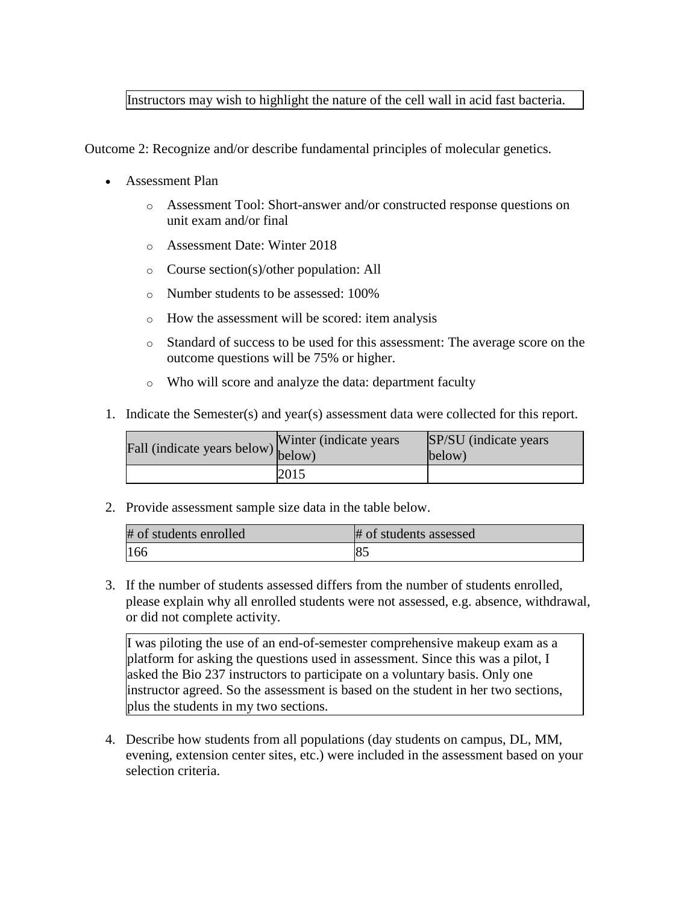| Instructors may wish to highlight the nature of the cell wall in acid fast bacteria. |
|---|

Outcome 2: Recognize and/or describe fundamental principles of molecular genetics.

- Assessment Plan
  - Assessment Tool: Short-answer and/or constructed response questions on unit exam and/or final
  - Assessment Date: Winter 2018
  - Course section(s)/other population: All
  - Number students to be assessed: 100%
  - How the assessment will be scored: item analysis
  - Standard of success to be used for this assessment: The average score on the outcome questions will be 75% or higher.
  - Who will score and analyze the data: department faculty

1. Indicate the Semester(s) and year(s) assessment data were collected for this report.

| Fall (indicate years below) | Winter (indicate years below) | SP/SU (indicate years below) |
|---|---|---|
| | 2015 | |

2. Provide assessment sample size data in the table below.

| # of students enrolled | # of students assessed |
|---|---|
| 166 | 85 |

3. If the number of students assessed differs from the number of students enrolled, please explain why all enrolled students were not assessed, e.g. absence, withdrawal, or did not complete activity.

| I was piloting the use of an end-of-semester comprehensive makeup exam as a platform for asking the questions used in assessment. Since this was a pilot, I asked the Bio 237 instructors to participate on a voluntary basis. Only one instructor agreed. So the assessment is based on the student in her two sections, plus the students in my two sections. |
|---|

4. Describe how students from all populations (day students on campus, DL, MM, evening, extension center sites, etc.) were included in the assessment based on your selection criteria.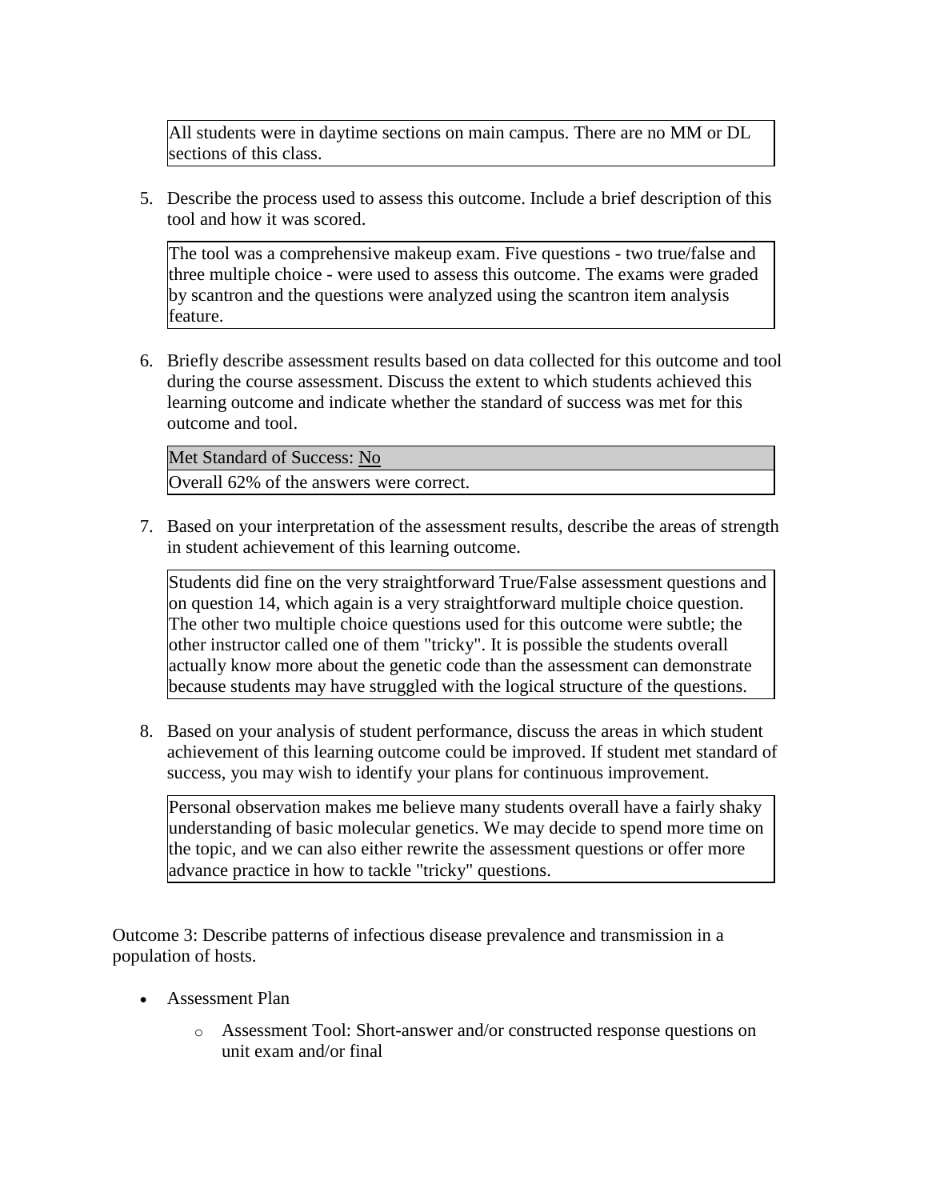All students were in daytime sections on main campus. There are no MM or DL sections of this class.

5. Describe the process used to assess this outcome. Include a brief description of this tool and how it was scored.

   The tool was a comprehensive makeup exam. Five questions - two true/false and three multiple choice - were used to assess this outcome. The exams were graded by scantron and the questions were analyzed using the scantron item analysis feature.

6. Briefly describe assessment results based on data collected for this outcome and tool during the course assessment. Discuss the extent to which students achieved this learning outcome and indicate whether the standard of success was met for this outcome and tool.

   | Met Standard of Success: No |
   | --- |
   | Overall 62% of the answers were correct. |

7. Based on your interpretation of the assessment results, describe the areas of strength in student achievement of this learning outcome.

   Students did fine on the very straightforward True/False assessment questions and on question 14, which again is a very straightforward multiple choice question. The other two multiple choice questions used for this outcome were subtle; the other instructor called one of them "tricky". It is possible the students overall actually know more about the genetic code than the assessment can demonstrate because students may have struggled with the logical structure of the questions.

8. Based on your analysis of student performance, discuss the areas in which student achievement of this learning outcome could be improved. If student met standard of success, you may wish to identify your plans for continuous improvement.

   Personal observation makes me believe many students overall have a fairly shaky understanding of basic molecular genetics. We may decide to spend more time on the topic, and we can also either rewrite the assessment questions or offer more advance practice in how to tackle "tricky" questions.

Outcome 3: Describe patterns of infectious disease prevalence and transmission in a population of hosts.

- Assessment Plan
  - Assessment Tool: Short-answer and/or constructed response questions on unit exam and/or final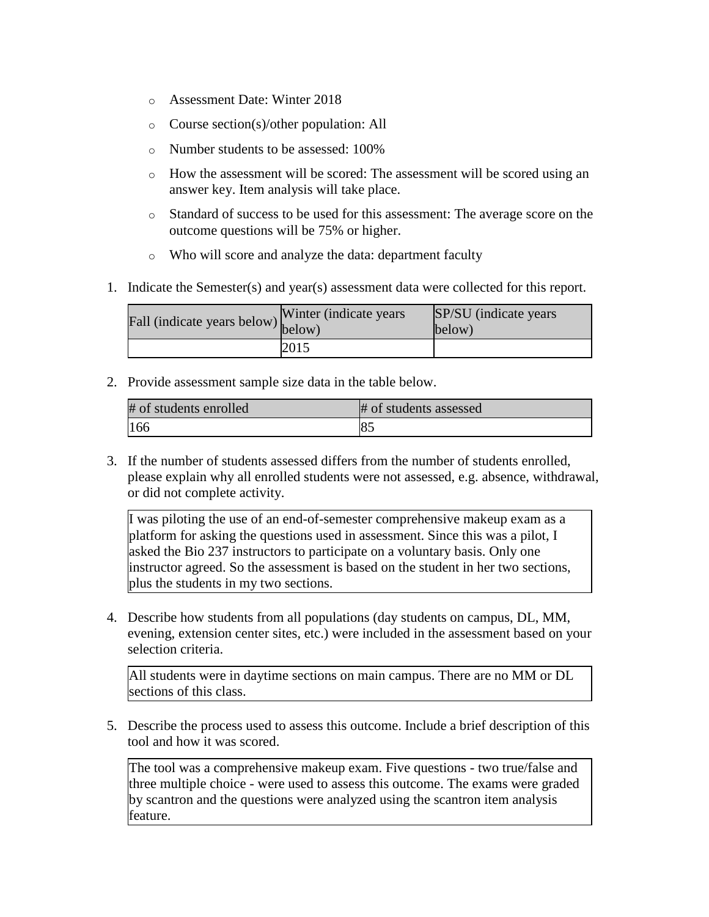- Assessment Date: Winter 2018
- Course section(s)/other population: All
- Number students to be assessed: 100%
- How the assessment will be scored: The assessment will be scored using an answer key. Item analysis will take place.
- Standard of success to be used for this assessment: The average score on the outcome questions will be 75% or higher.
- Who will score and analyze the data: department faculty

1. Indicate the Semester(s) and year(s) assessment data were collected for this report.

| Fall (indicate years below) | Winter (indicate years below) | SP/SU (indicate years below) |
|---|---|---|
| | 2015 | |

2. Provide assessment sample size data in the table below.

| # of students enrolled | # of students assessed |
|---|---|
| 166 | 85 |

3. If the number of students assessed differs from the number of students enrolled, please explain why all enrolled students were not assessed, e.g. absence, withdrawal, or did not complete activity.

I was piloting the use of an end-of-semester comprehensive makeup exam as a platform for asking the questions used in assessment. Since this was a pilot, I asked the Bio 237 instructors to participate on a voluntary basis. Only one instructor agreed. So the assessment is based on the student in her two sections, plus the students in my two sections.

4. Describe how students from all populations (day students on campus, DL, MM, evening, extension center sites, etc.) were included in the assessment based on your selection criteria.

All students were in daytime sections on main campus. There are no MM or DL sections of this class.

5. Describe the process used to assess this outcome. Include a brief description of this tool and how it was scored.

The tool was a comprehensive makeup exam. Five questions - two true/false and three multiple choice - were used to assess this outcome. The exams were graded by scantron and the questions were analyzed using the scantron item analysis feature.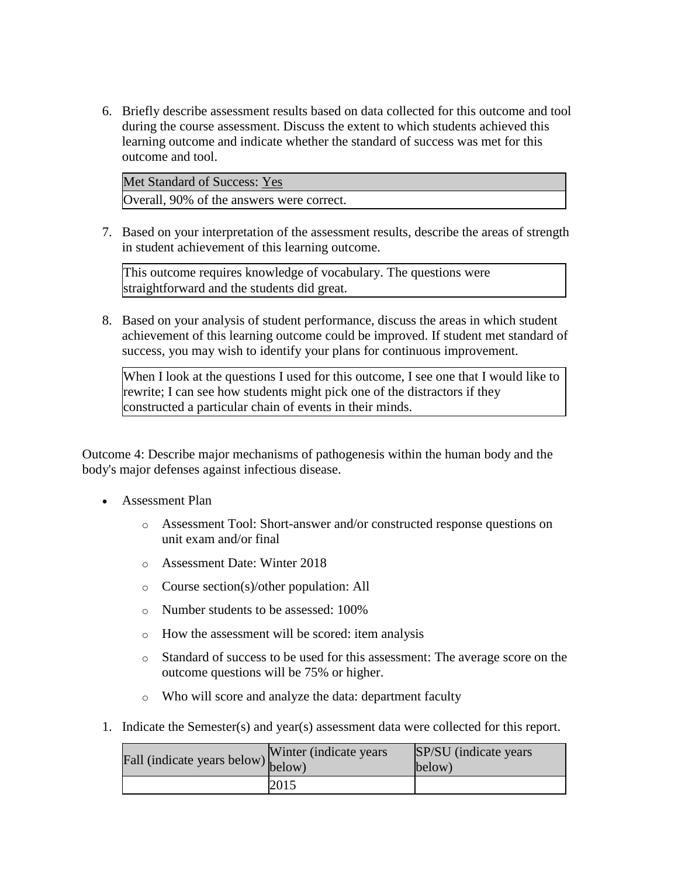6. Briefly describe assessment results based on data collected for this outcome and tool during the course assessment. Discuss the extent to which students achieved this learning outcome and indicate whether the standard of success was met for this outcome and tool.

| Met Standard of Success: Yes |
| --- |
| Overall, 90% of the answers were correct. |

7. Based on your interpretation of the assessment results, describe the areas of strength in student achievement of this learning outcome.

| This outcome requires knowledge of vocabulary. The questions were straightforward and the students did great. |
| --- |

8. Based on your analysis of student performance, discuss the areas in which student achievement of this learning outcome could be improved. If student met standard of success, you may wish to identify your plans for continuous improvement.

| When I look at the questions I used for this outcome, I see one that I would like to rewrite; I can see how students might pick one of the distractors if they constructed a particular chain of events in their minds. |
| --- |

Outcome 4: Describe major mechanisms of pathogenesis within the human body and the body's major defenses against infectious disease.

- Assessment Plan
  - Assessment Tool: Short-answer and/or constructed response questions on unit exam and/or final
  - Assessment Date: Winter 2018
  - Course section(s)/other population: All
  - Number students to be assessed: 100%
  - How the assessment will be scored: item analysis
  - Standard of success to be used for this assessment: The average score on the outcome questions will be 75% or higher.
  - Who will score and analyze the data: department faculty

1. Indicate the Semester(s) and year(s) assessment data were collected for this report.

| Fall (indicate years below) | Winter (indicate years below) | SP/SU (indicate years below) |
| --- | --- | --- |
| | 2015 | |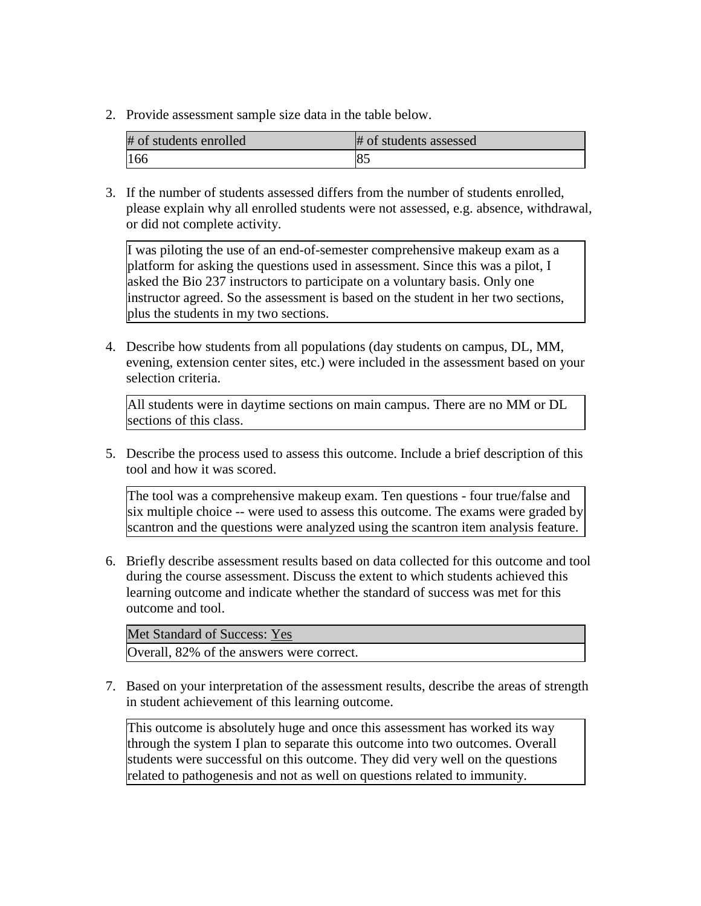2. Provide assessment sample size data in the table below.

| # of students enrolled | # of students assessed |
| --- | --- |
| 166 | 85 |

3. If the number of students assessed differs from the number of students enrolled, please explain why all enrolled students were not assessed, e.g. absence, withdrawal, or did not complete activity.

| I was piloting the use of an end-of-semester comprehensive makeup exam as a platform for asking the questions used in assessment. Since this was a pilot, I asked the Bio 237 instructors to participate on a voluntary basis. Only one instructor agreed. So the assessment is based on the student in her two sections, plus the students in my two sections. |
| --- |

4. Describe how students from all populations (day students on campus, DL, MM, evening, extension center sites, etc.) were included in the assessment based on your selection criteria.

| All students were in daytime sections on main campus. There are no MM or DL sections of this class. |
| --- |

5. Describe the process used to assess this outcome. Include a brief description of this tool and how it was scored.

| The tool was a comprehensive makeup exam. Ten questions - four true/false and six multiple choice -- were used to assess this outcome. The exams were graded by scantron and the questions were analyzed using the scantron item analysis feature. |
| --- |

6. Briefly describe assessment results based on data collected for this outcome and tool during the course assessment. Discuss the extent to which students achieved this learning outcome and indicate whether the standard of success was met for this outcome and tool.

| Met Standard of Success: Yes |
| --- |
| Overall, 82% of the answers were correct. |

7. Based on your interpretation of the assessment results, describe the areas of strength in student achievement of this learning outcome.

| This outcome is absolutely huge and once this assessment has worked its way through the system I plan to separate this outcome into two outcomes. Overall students were successful on this outcome. They did very well on the questions related to pathogenesis and not as well on questions related to immunity. |
| --- |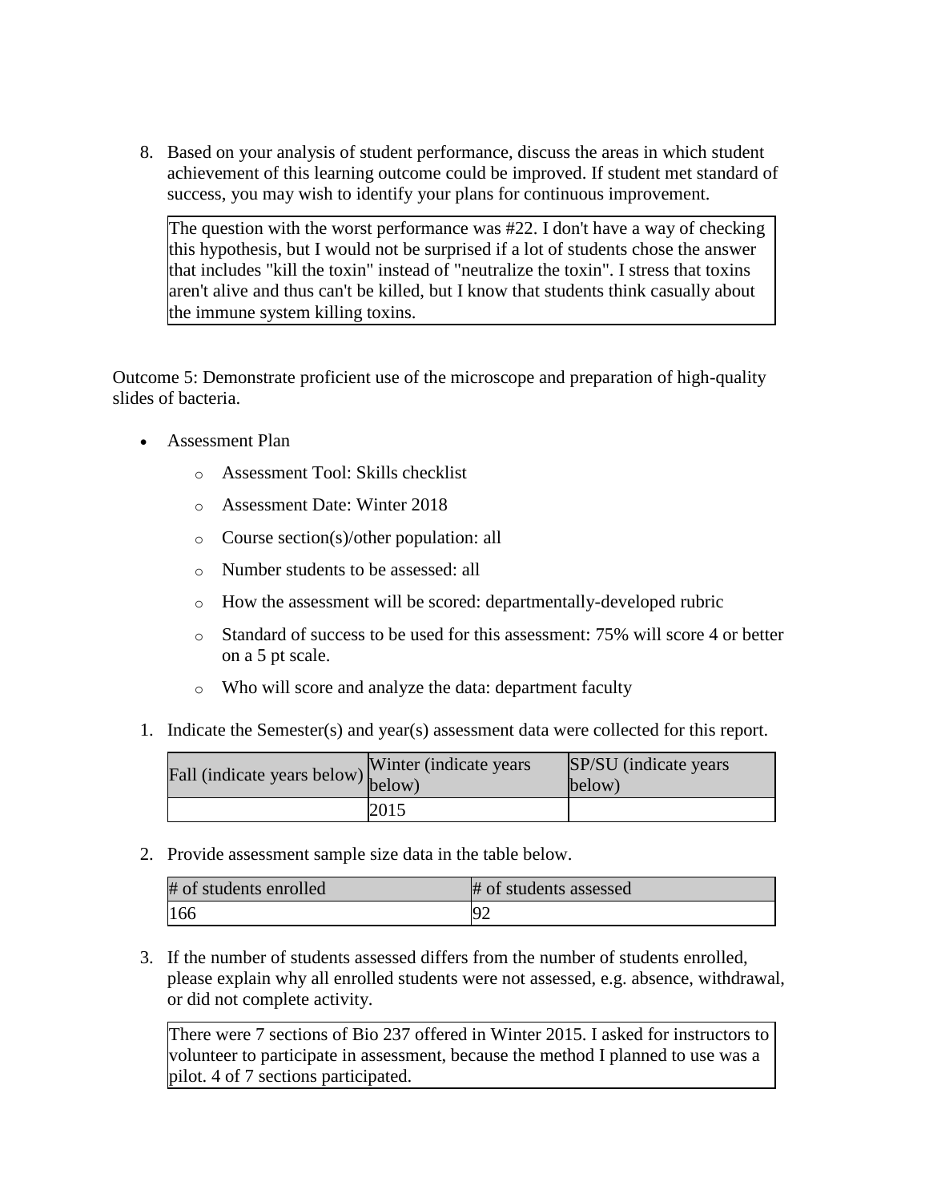8. Based on your analysis of student performance, discuss the areas in which student achievement of this learning outcome could be improved. If student met standard of success, you may wish to identify your plans for continuous improvement.

   | The question with the worst performance was #22. I don't have a way of checking this hypothesis, but I would not be surprised if a lot of students chose the answer that includes "kill the toxin" instead of "neutralize the toxin". I stress that toxins aren't alive and thus can't be killed, but I know that students think casually about the immune system killing toxins. |
   |---|

Outcome 5: Demonstrate proficient use of the microscope and preparation of high-quality slides of bacteria.

- Assessment Plan
  - Assessment Tool: Skills checklist
  - Assessment Date: Winter 2018
  - Course section(s)/other population: all
  - Number students to be assessed: all
  - How the assessment will be scored: departmentally-developed rubric
  - Standard of success to be used for this assessment: 75% will score 4 or better on a 5 pt scale.
  - Who will score and analyze the data: department faculty

1. Indicate the Semester(s) and year(s) assessment data were collected for this report.

   | Fall (indicate years below) | Winter (indicate years below) | SP/SU (indicate years below) |
   |---|---|---|
   | | 2015 | |

2. Provide assessment sample size data in the table below.

   | # of students enrolled | # of students assessed |
   |---|---|
   | 166 | 92 |

3. If the number of students assessed differs from the number of students enrolled, please explain why all enrolled students were not assessed, e.g. absence, withdrawal, or did not complete activity.

   | There were 7 sections of Bio 237 offered in Winter 2015. I asked for instructors to volunteer to participate in assessment, because the method I planned to use was a pilot. 4 of 7 sections participated. |
   |---|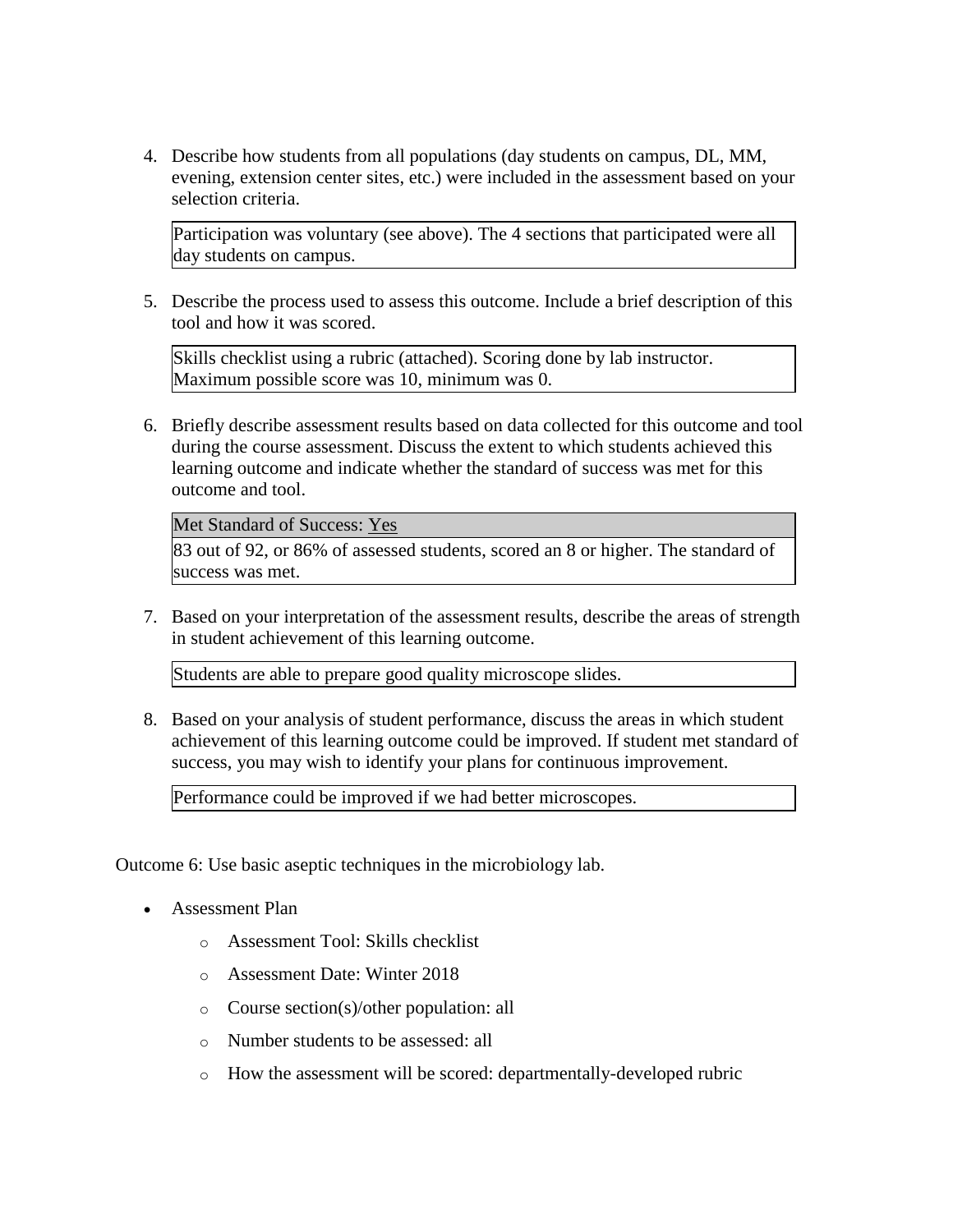4. Describe how students from all populations (day students on campus, DL, MM, evening, extension center sites, etc.) were included in the assessment based on your selection criteria.

   Participation was voluntary (see above). The 4 sections that participated were all day students on campus.

5. Describe the process used to assess this outcome. Include a brief description of this tool and how it was scored.

   Skills checklist using a rubric (attached). Scoring done by lab instructor. Maximum possible score was 10, minimum was 0.

6. Briefly describe assessment results based on data collected for this outcome and tool during the course assessment. Discuss the extent to which students achieved this learning outcome and indicate whether the standard of success was met for this outcome and tool.

   Met Standard of Success: Yes

   83 out of 92, or 86% of assessed students, scored an 8 or higher. The standard of success was met.

7. Based on your interpretation of the assessment results, describe the areas of strength in student achievement of this learning outcome.

   Students are able to prepare good quality microscope slides.

8. Based on your analysis of student performance, discuss the areas in which student achievement of this learning outcome could be improved. If student met standard of success, you may wish to identify your plans for continuous improvement.

   Performance could be improved if we had better microscopes.

Outcome 6: Use basic aseptic techniques in the microbiology lab.

- Assessment Plan
  - Assessment Tool: Skills checklist
  - Assessment Date: Winter 2018
  - Course section(s)/other population: all
  - Number students to be assessed: all
  - How the assessment will be scored: departmentally-developed rubric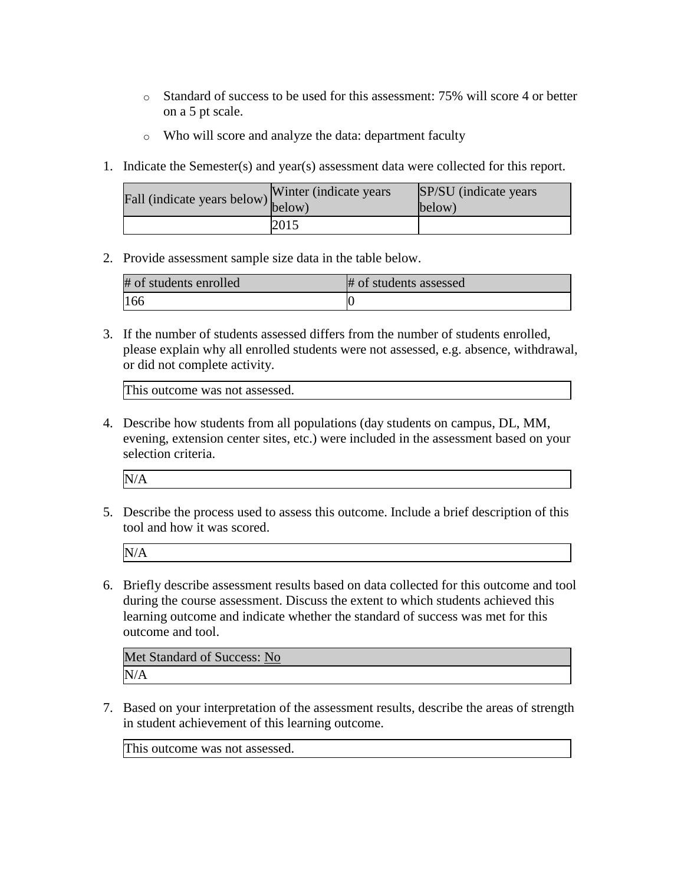- Standard of success to be used for this assessment: 75% will score 4 or better on a 5 pt scale.
- Who will score and analyze the data: department faculty

1. Indicate the Semester(s) and year(s) assessment data were collected for this report.

| Fall (indicate years below) | Winter (indicate years below) | SP/SU (indicate years below) |
| --- | --- | --- |
| | 2015 | |

2. Provide assessment sample size data in the table below.

| # of students enrolled | # of students assessed |
| --- | --- |
| 166 | 0 |

3. If the number of students assessed differs from the number of students enrolled, please explain why all enrolled students were not assessed, e.g. absence, withdrawal, or did not complete activity.

| This outcome was not assessed. |
| --- |

4. Describe how students from all populations (day students on campus, DL, MM, evening, extension center sites, etc.) were included in the assessment based on your selection criteria.

| N/A |
| --- |

5. Describe the process used to assess this outcome. Include a brief description of this tool and how it was scored.

| N/A |
| --- |

6. Briefly describe assessment results based on data collected for this outcome and tool during the course assessment. Discuss the extent to which students achieved this learning outcome and indicate whether the standard of success was met for this outcome and tool.

| Met Standard of Success: No |
| --- |
| N/A |

7. Based on your interpretation of the assessment results, describe the areas of strength in student achievement of this learning outcome.

| This outcome was not assessed. |
| --- |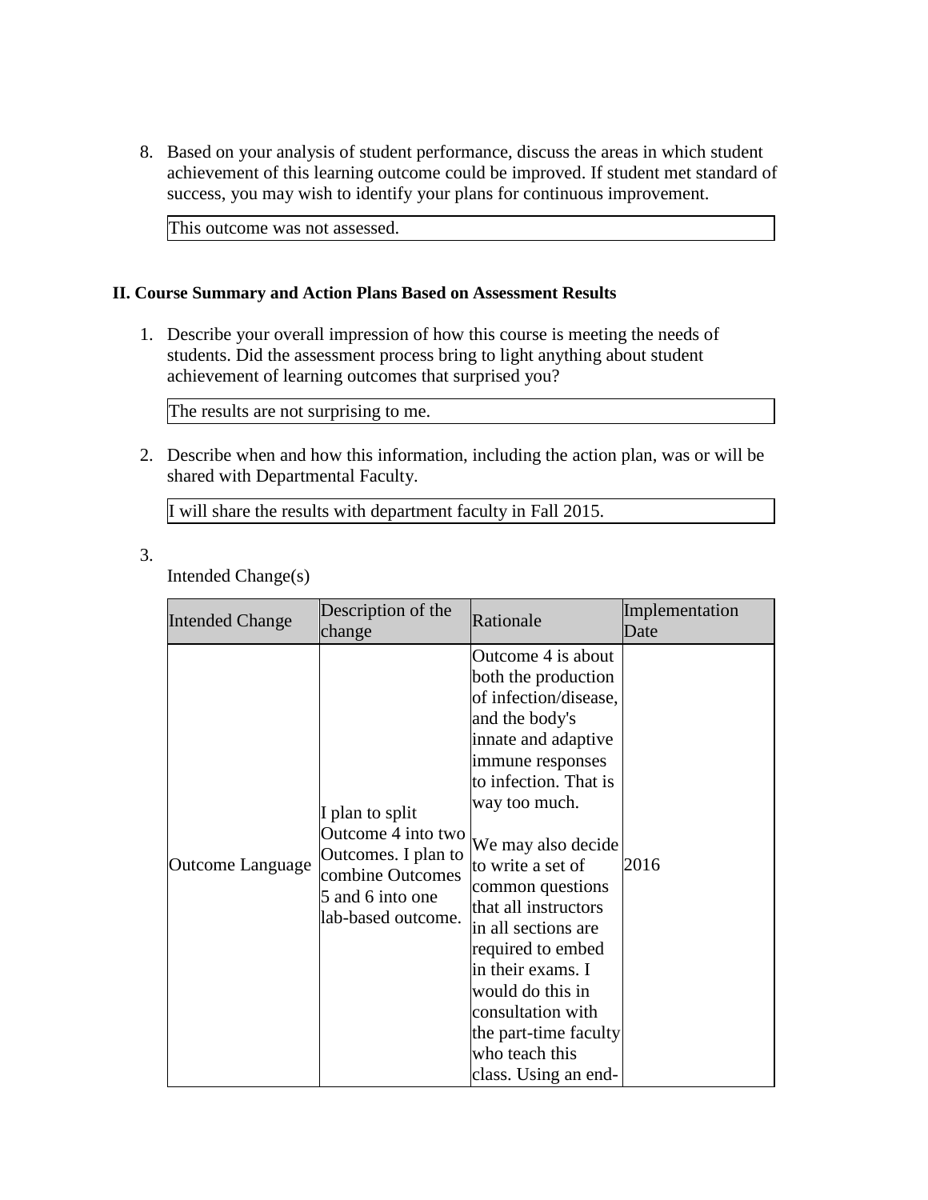8. Based on your analysis of student performance, discuss the areas in which student achievement of this learning outcome could be improved. If student met standard of success, you may wish to identify your plans for continuous improvement.

   This outcome was not assessed.

**II. Course Summary and Action Plans Based on Assessment Results**

1. Describe your overall impression of how this course is meeting the needs of students. Did the assessment process bring to light anything about student achievement of learning outcomes that surprised you?

   The results are not surprising to me.

2. Describe when and how this information, including the action plan, was or will be shared with Departmental Faculty.

   I will share the results with department faculty in Fall 2015.

3. Intended Change(s)

| Intended Change | Description of the change | Rationale | Implementation Date |
|---|---|---|---|
| Outcome Language | I plan to split Outcome 4 into two Outcomes. I plan to combine Outcomes 5 and 6 into one lab-based outcome. | Outcome 4 is about both the production of infection/disease, and the body's innate and adaptive immune responses to infection. That is way too much.<br><br>We may also decide to write a set of common questions that all instructors in all sections are required to embed in their exams. I would do this in consultation with the part-time faculty who teach this class. Using an end- | 2016 |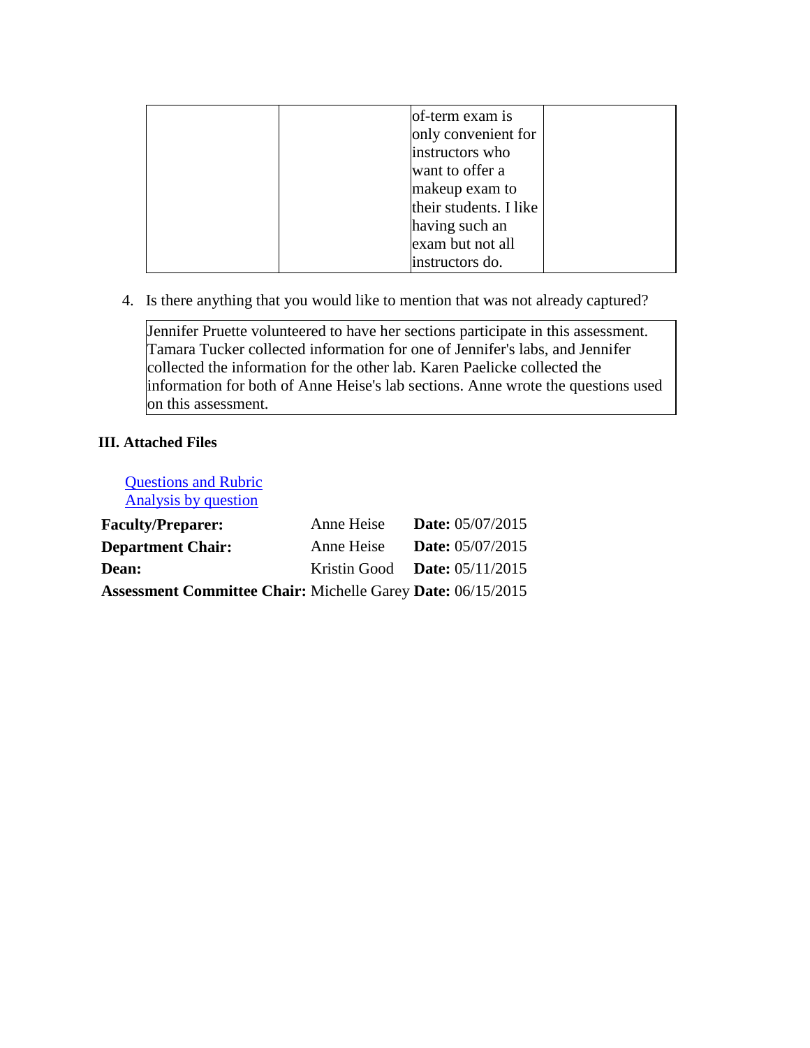| | | | |
|---|---|---|---|
| | | of-term exam is only convenient for instructors who want to offer a makeup exam to their students. I like having such an exam but not all instructors do. | |

4. Is there anything that you would like to mention that was not already captured?

| |
|---|
| Jennifer Pruette volunteered to have her sections participate in this assessment. Tamara Tucker collected information for one of Jennifer's labs, and Jennifer collected the information for the other lab. Karen Paelicke collected the information for both of Anne Heise's lab sections. Anne wrote the questions used on this assessment. |

### III. Attached Files

Questions and Rubric
Analysis by question

| | | |
|---|---|---|
| **Faculty/Preparer:** | Anne Heise | **Date:** 05/07/2015 |
| **Department Chair:** | Anne Heise | **Date:** 05/07/2015 |
| **Dean:** | Kristin Good | **Date:** 05/11/2015 |
| **Assessment Committee Chair:** | Michelle Garey | **Date:** 06/15/2015 |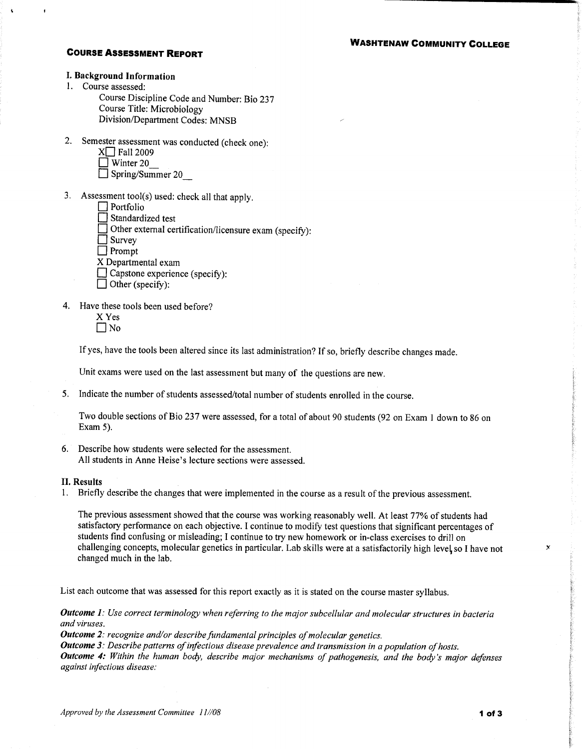**WASHTENAW COMMUNITY COLLEGE**

## COURSE ASSESSMENT REPORT

### I. Background Information

1. Course assessed:
   - Course Discipline Code and Number: Bio 237
   - Course Title: Microbiology
   - Division/Department Codes: MNSB

2. Semester assessment was conducted (check one):
   - X☐ Fall 2009
   - ☐ Winter 20__
   - ☐ Spring/Summer 20__

3. Assessment tool(s) used: check all that apply.
   - ☐ Portfolio
   - ☐ Standardized test
   - ☐ Other external certification/licensure exam (specify):
   - ☐ Survey
   - ☐ Prompt
   - X Departmental exam
   - ☐ Capstone experience (specify):
   - ☐ Other (specify):

4. Have these tools been used before?
   - X Yes
   - ☐ No

   If yes, have the tools been altered since its last administration? If so, briefly describe changes made.

   Unit exams were used on the last assessment but many of the questions are new.

5. Indicate the number of students assessed/total number of students enrolled in the course.

   Two double sections of Bio 237 were assessed, for a total of about 90 students (92 on Exam 1 down to 86 on Exam 5).

6. Describe how students were selected for the assessment.
   All students in Anne Heise's lecture sections were assessed.

### II. Results

1. Briefly describe the changes that were implemented in the course as a result of the previous assessment.

   The previous assessment showed that the course was working reasonably well. At least 77% of students had satisfactory performance on each objective. I continue to modify test questions that significant percentages of students find confusing or misleading; I continue to try new homework or in-class exercises to drill on challenging concepts, molecular genetics in particular. Lab skills were at a satisfactorily high level, so I have not changed much in the lab.

List each outcome that was assessed for this report exactly as it is stated on the course master syllabus.

***Outcome 1****: Use correct terminology when referring to the major subcellular and molecular structures in bacteria and viruses.*

***Outcome 2****: recognize and/or describe fundamental principles of molecular genetics.*

***Outcome 3****: Describe patterns of infectious disease prevalence and transmission in a population of hosts.*

***Outcome 4:*** *Within the human body, describe major mechanisms of pathogenesis, and the body's major defenses against infectious disease:*

*Approved by the Assessment Committee 11//08*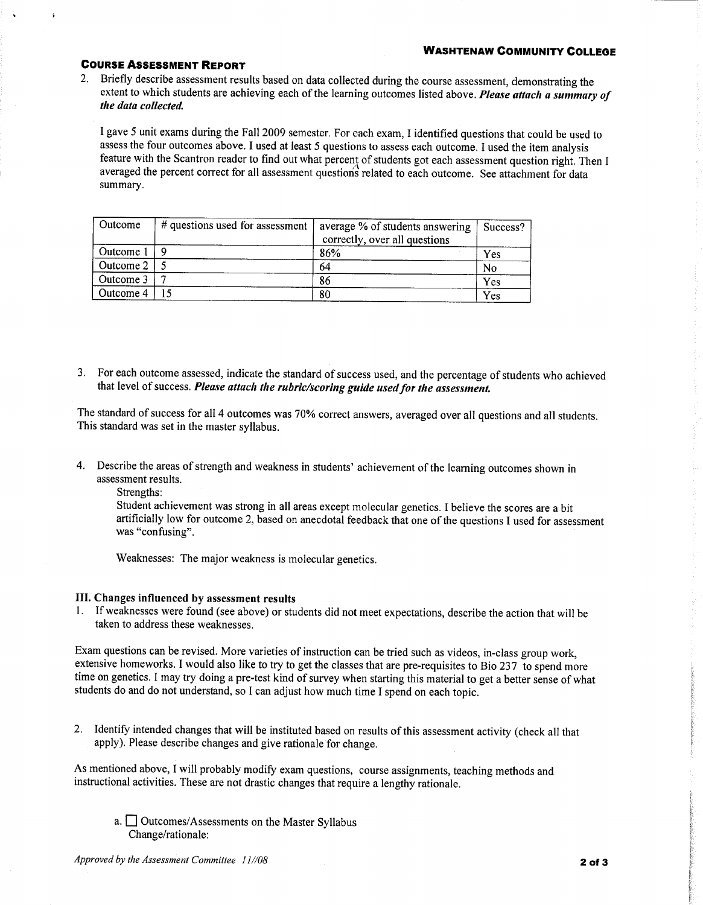## COURSE ASSESSMENT REPORT

2. Briefly describe assessment results based on data collected during the course assessment, demonstrating the extent to which students are achieving each of the learning outcomes listed above. ***Please attach a summary of the data collected.***

   I gave 5 unit exams during the Fall 2009 semester. For each exam, I identified questions that could be used to assess the four outcomes above. I used at least 5 questions to assess each outcome. I used the item analysis feature with the Scantron reader to find out what percent of students got each assessment question right. Then I averaged the percent correct for all assessment questions related to each outcome. See attachment for data summary.

| Outcome | # questions used for assessment | average % of students answering correctly, over all questions | Success? |
|---|---|---|---|
| Outcome 1 | 9 | 86% | Yes |
| Outcome 2 | 5 | 64 | No |
| Outcome 3 | 7 | 86 | Yes |
| Outcome 4 | 15 | 80 | Yes |

3. For each outcome assessed, indicate the standard of success used, and the percentage of students who achieved that level of success. ***Please attach the rubric/scoring guide used for the assessment.***

The standard of success for all 4 outcomes was 70% correct answers, averaged over all questions and all students. This standard was set in the master syllabus.

4. Describe the areas of strength and weakness in students' achievement of the learning outcomes shown in assessment results.

   Strengths:
   Student achievement was strong in all areas except molecular genetics. I believe the scores are a bit artificially low for outcome 2, based on anecdotal feedback that one of the questions I used for assessment was "confusing".

   Weaknesses: The major weakness is molecular genetics.

### III. Changes influenced by assessment results

1. If weaknesses were found (see above) or students did not meet expectations, describe the action that will be taken to address these weaknesses.

Exam questions can be revised. More varieties of instruction can be tried such as videos, in-class group work, extensive homeworks. I would also like to try to get the classes that are pre-requisites to Bio 237 to spend more time on genetics. I may try doing a pre-test kind of survey when starting this material to get a better sense of what students do and do not understand, so I can adjust how much time I spend on each topic.

2. Identify intended changes that will be instituted based on results of this assessment activity (check all that apply). Please describe changes and give rationale for change.

As mentioned above, I will probably modify exam questions, course assignments, teaching methods and instructional activities. These are not drastic changes that require a lengthy rationale.

a. ☐ Outcomes/Assessments on the Master Syllabus
   Change/rationale:

*Approved by the Assessment Committee 11//08*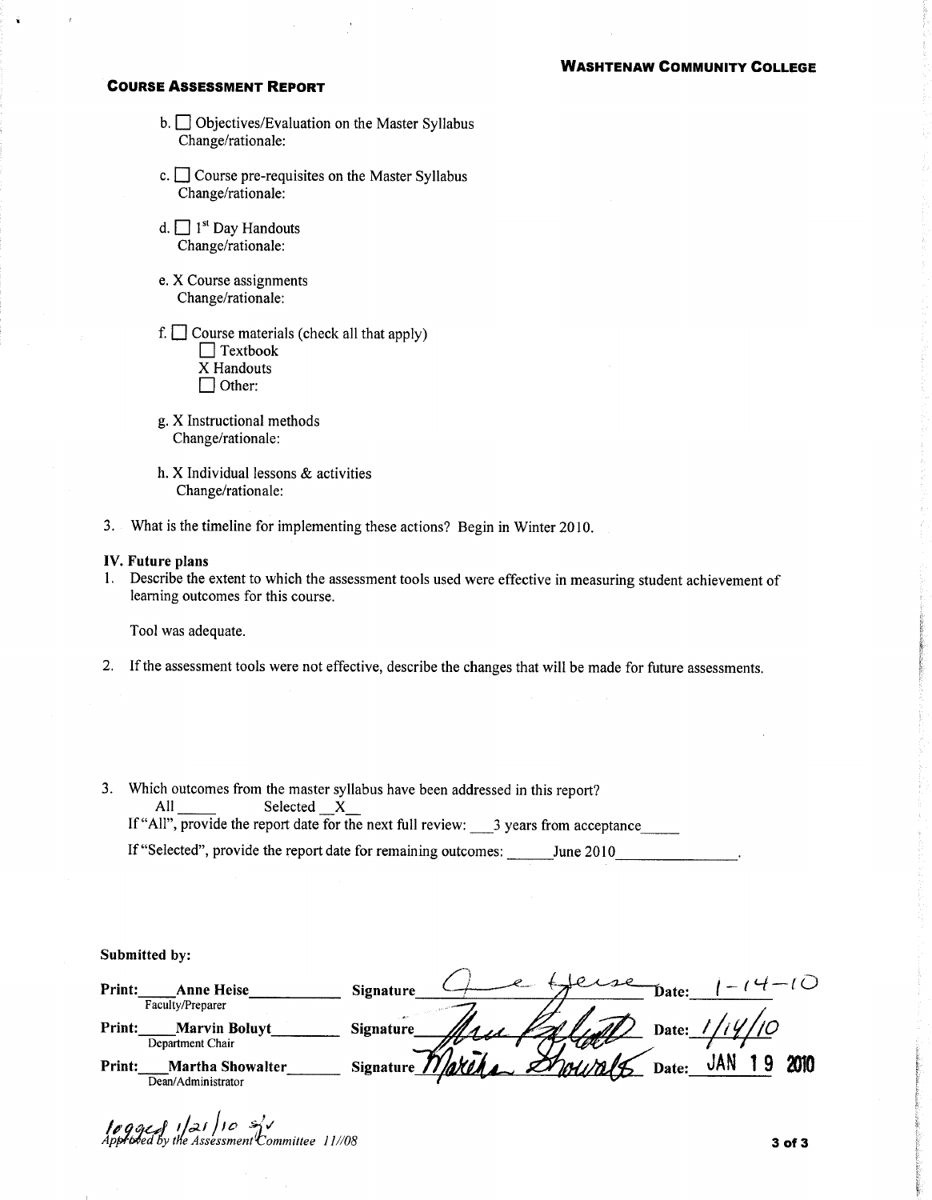b. ☐ Objectives/Evaluation on the Master Syllabus
Change/rationale:

c. ☐ Course pre-requisites on the Master Syllabus
Change/rationale:

d. ☐ 1st Day Handouts
Change/rationale:

e. X Course assignments
Change/rationale:

f. ☐ Course materials (check all that apply)
☐ Textbook
X Handouts
☐ Other:

g. X Instructional methods
Change/rationale:

h. X Individual lessons & activities
Change/rationale:

3. What is the timeline for implementing these actions? Begin in Winter 2010.

**IV. Future plans**

1. Describe the extent to which the assessment tools used were effective in measuring student achievement of learning outcomes for this course.

   Tool was adequate.

2. If the assessment tools were not effective, describe the changes that will be made for future assessments.

3. Which outcomes from the master syllabus have been addressed in this report?
   All _____ Selected __X__
   If "All", provide the report date for the next full review: ___3 years from acceptance_____
   If "Selected", provide the report date for remaining outcomes: ______June 2010______________.

**Submitted by:**

| | | |
|---|---|---|
| **Print:** Anne Heise (Faculty/Preparer) | **Signature** Anne Heise | **Date:** 1-14-10 |
| **Print:** Marvin Boluyt (Department Chair) | **Signature** Marvin Boluyt | **Date:** 1/14/10 |
| **Print:** Martha Showalter (Dean/Administrator) | **Signature** Martha Showalter | **Date:** JAN 19 2010 |

logged 1/21/10 sv
Approved by the Assessment Committee 11//08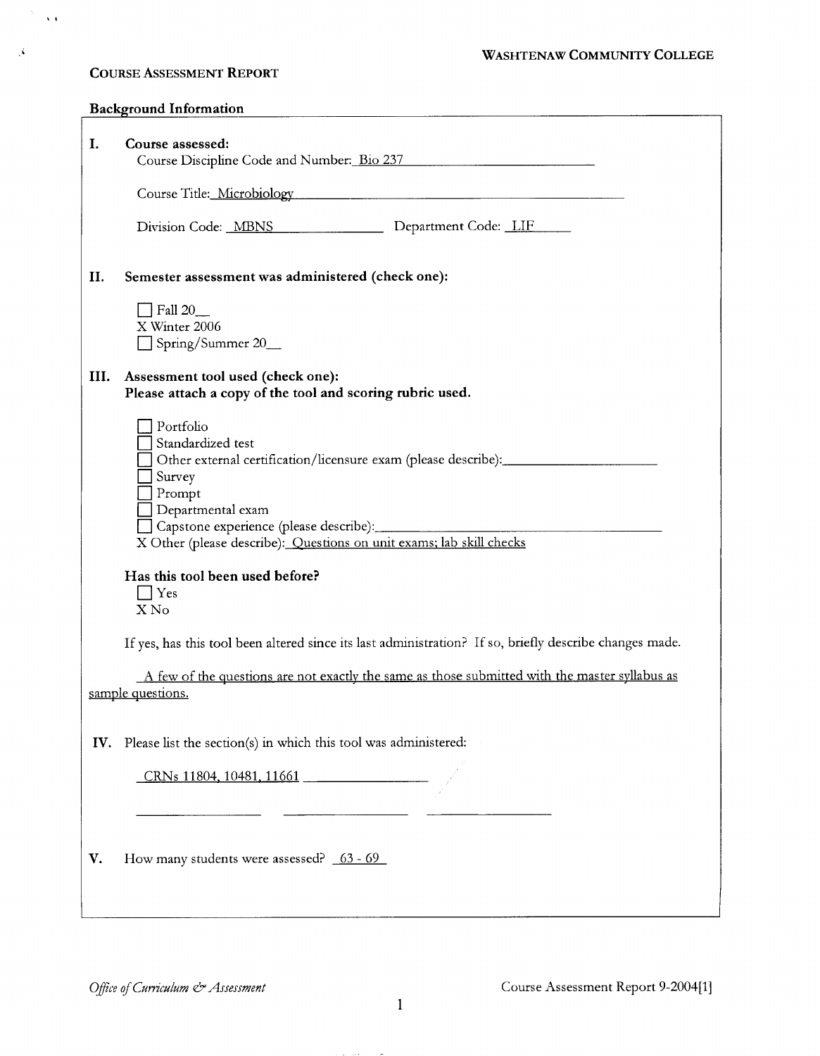**WASHTENAW COMMUNITY COLLEGE**

**COURSE ASSESSMENT REPORT**

**Background Information**

**I. Course assessed:**

Course Discipline Code and Number: Bio 237

Course Title: Microbiology

Division Code: MBNS  Department Code: LIF

**II. Semester assessment was administered (check one):**

☐ Fall 20__
X Winter 2006
☐ Spring/Summer 20__

**III. Assessment tool used (check one):**
**Please attach a copy of the tool and scoring rubric used.**

☐ Portfolio
☐ Standardized test
☐ Other external certification/licensure exam (please describe): ____________
☐ Survey
☐ Prompt
☐ Departmental exam
☐ Capstone experience (please describe): ____________
X Other (please describe): Questions on unit exams; lab skill checks

**Has this tool been used before?**

☐ Yes
X No

If yes, has this tool been altered since its last administration? If so, briefly describe changes made.

A few of the questions are not exactly the same as those submitted with the master syllabus as sample questions.

**IV.** Please list the section(s) in which this tool was administered:

CRNs 11804, 10481, 11661

**V.** How many students were assessed? 63 - 69

*Office of Curriculum & Assessment*  Course Assessment Report 9-2004[1]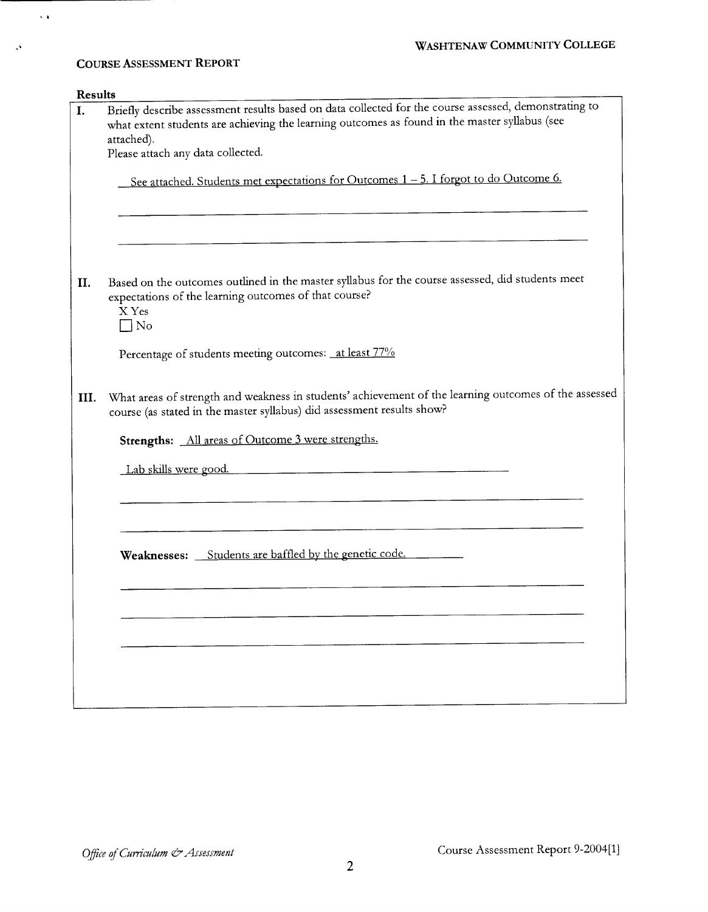**Course Assessment Report**

**Results**

**I.** Briefly describe assessment results based on data collected for the course assessed, demonstrating to what extent students are achieving the learning outcomes as found in the master syllabus (see attached).
Please attach any data collected.

See attached. Students met expectations for Outcomes 1 – 5. I forgot to do Outcome 6.

**II.** Based on the outcomes outlined in the master syllabus for the course assessed, did students meet expectations of the learning outcomes of that course?

X Yes
☐ No

Percentage of students meeting outcomes: at least 77%

**III.** What areas of strength and weakness in students' achievement of the learning outcomes of the assessed course (as stated in the master syllabus) did assessment results show?

**Strengths:** All areas of Outcome 3 were strengths.

Lab skills were good.

**Weaknesses:** Students are baffled by the genetic code.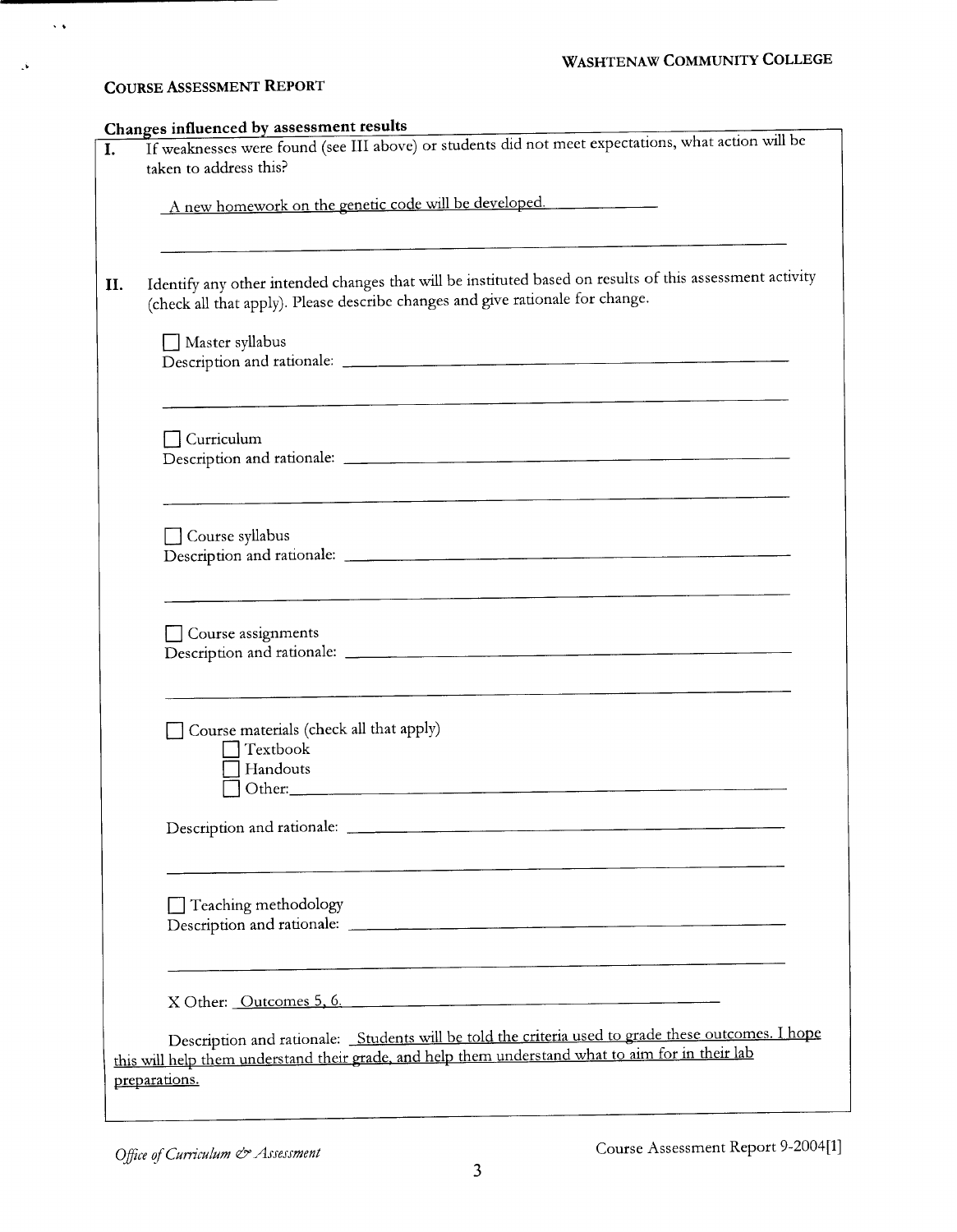**COURSE ASSESSMENT REPORT**

**Changes influenced by assessment results**

**I.** If weaknesses were found (see III above) or students did not meet expectations, what action will be taken to address this?

A new homework on the genetic code will be developed.

**II.** Identify any other intended changes that will be instituted based on results of this assessment activity (check all that apply). Please describe changes and give rationale for change.

☐ Master syllabus
Description and rationale:

☐ Curriculum
Description and rationale:

☐ Course syllabus
Description and rationale:

☐ Course assignments
Description and rationale:

☐ Course materials (check all that apply)
- ☐ Textbook
- ☐ Handouts
- ☐ Other:

Description and rationale:

☐ Teaching methodology
Description and rationale:

X Other: Outcomes 5, 6.

Description and rationale: Students will be told the criteria used to grade these outcomes. I hope this will help them understand their grade, and help them understand what to aim for in their lab preparations.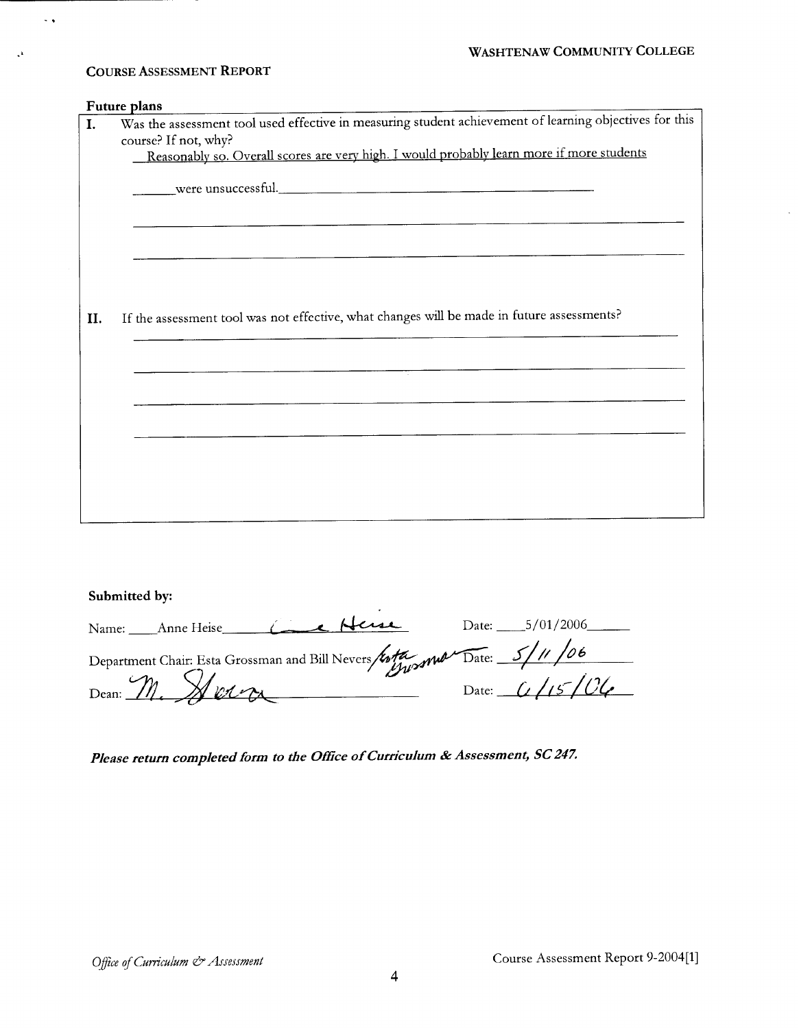**WASHTENAW COMMUNITY COLLEGE**

**COURSE ASSESSMENT REPORT**

**Future plans**

**I.** Was the assessment tool used effective in measuring student achievement of learning objectives for this course? If not, why?

Reasonably so. Overall scores are very high. I would probably learn more if more students were unsuccessful.

**II.** If the assessment tool was not effective, what changes will be made in future assessments?

**Submitted by:**

Name: Anne Heise (signature) Date: 5/01/2006

Department Chair: Esta Grossman and Bill Nevers (signature) Date: 5/11/06

Dean: M. (signature) Date: 6/15/06

***Please return completed form to the Office of Curriculum & Assessment, SC 247.***

*Office of Curriculum & Assessment* Course Assessment Report 9-2004[1]